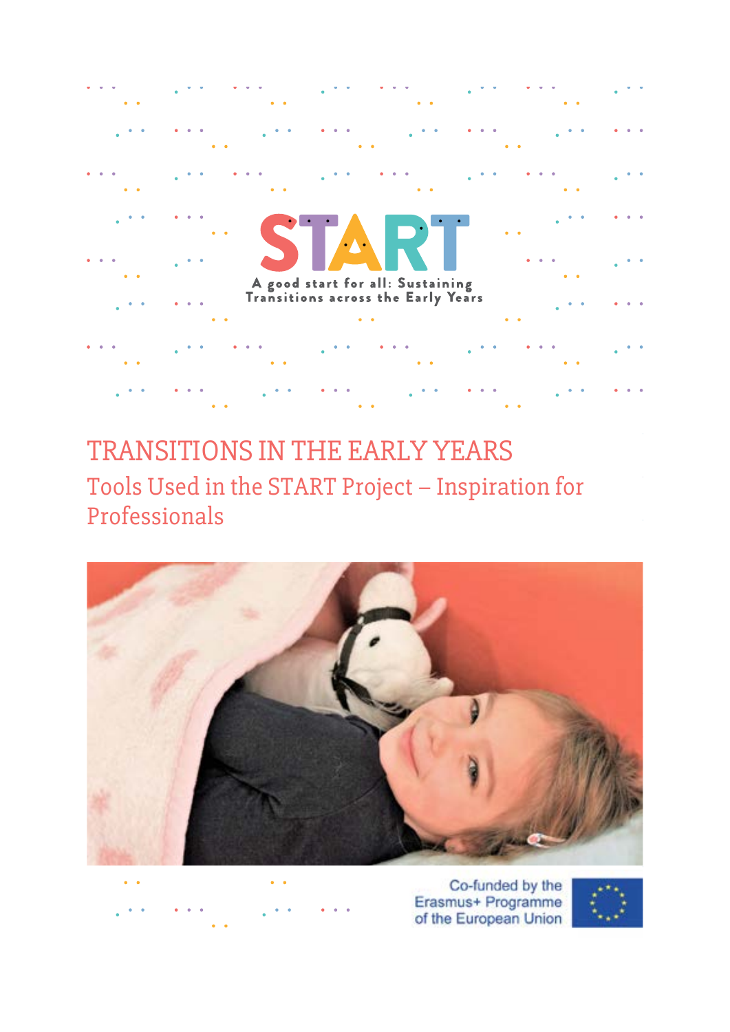# START

A good start for all: Sustaining Transitions across the Early Years

# TRANSITIONS IN THE EARLY YEARS

## Tools Used in the START Project – Inspiration for Professionals

Co-funded by the Erasmus+ Programme of the European Union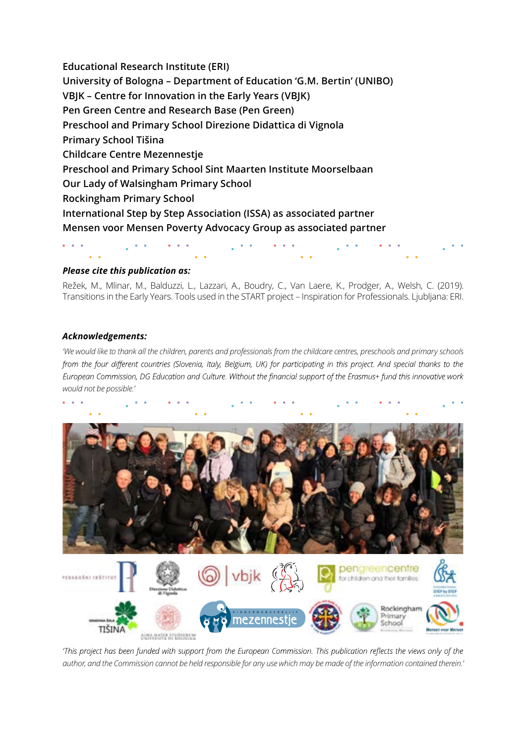**Educational Research Institute (ERI)**
**University of Bologna – Department of Education 'G.M. Bertin' (UNIBO)**
**VBJK – Centre for Innovation in the Early Years (VBJK)**
**Pen Green Centre and Research Base (Pen Green)**
**Preschool and Primary School Direzione Didattica di Vignola**
**Primary School Tišina**
**Childcare Centre Mezennestje**
**Preschool and Primary School Sint Maarten Institute Moorselbaan**
**Our Lady of Walsingham Primary School**
**Rockingham Primary School**
**International Step by Step Association (ISSA) as associated partner**
**Mensen voor Mensen Poverty Advocacy Group as associated partner**

***Please cite this publication as:***

Režek, M., Mlinar, M., Balduzzi, L., Lazzari, A., Boudry, C., Van Laere, K., Prodger, A., Welsh, C. (2019). Transitions in the Early Years. Tools used in the START project – Inspiration for Professionals. Ljubljana: ERI.

***Acknowledgements:***

*'We would like to thank all the children, parents and professionals from the childcare centres, preschools and primary schools from the four different countries (Slovenia, Italy, Belgium, UK) for participating in this project. And special thanks to the European Commission, DG Education and Culture. Without the financial support of the Erasmus+ fund this innovative work would not be possible.'*

*'This project has been funded with support from the European Commission. This publication reflects the views only of the author, and the Commission cannot be held responsible for any use which may be made of the information contained therein.'*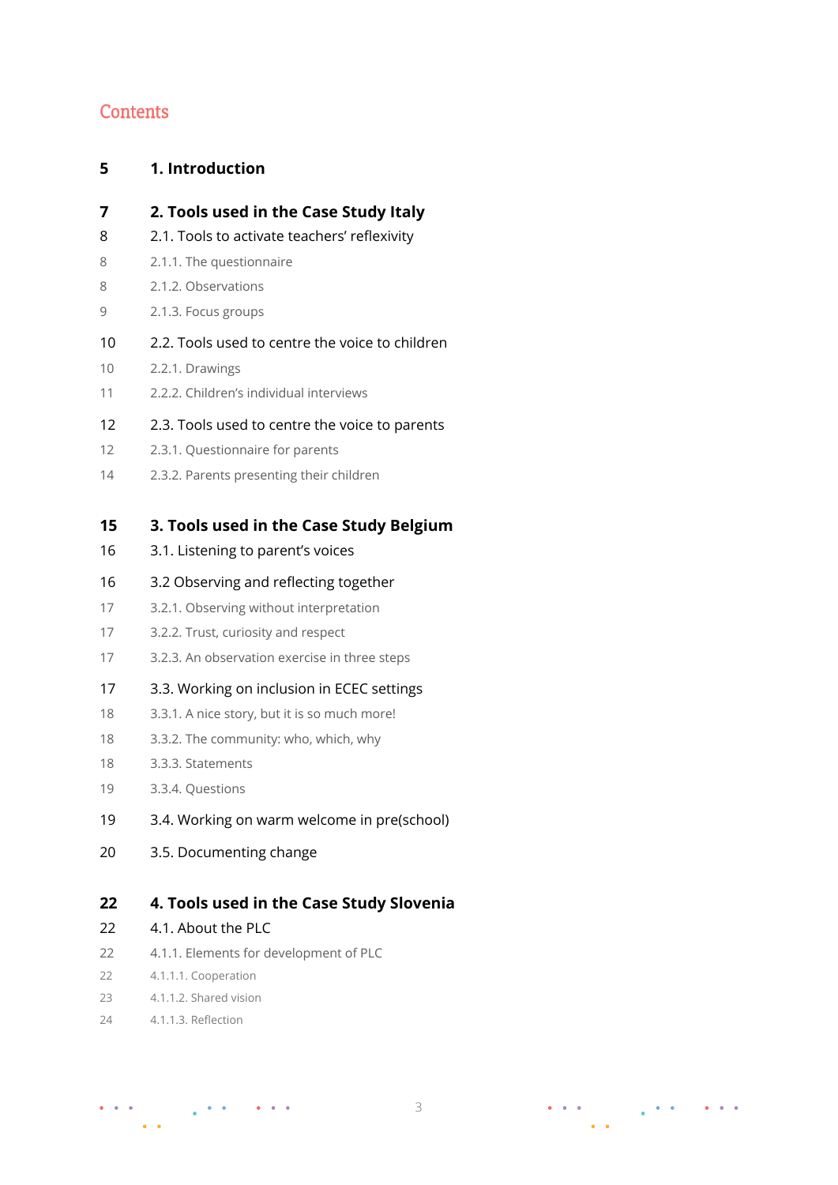## Contents

| | |
|---|---|
| 5 | **1. Introduction** |
| 7 | **2. Tools used in the Case Study Italy** |
| 8 | 2.1. Tools to activate teachers' reflexivity |
| 8 | 2.1.1. The questionnaire |
| 8 | 2.1.2. Observations |
| 9 | 2.1.3. Focus groups |
| 10 | 2.2. Tools used to centre the voice to children |
| 10 | 2.2.1. Drawings |
| 11 | 2.2.2. Children's individual interviews |
| 12 | 2.3. Tools used to centre the voice to parents |
| 12 | 2.3.1. Questionnaire for parents |
| 14 | 2.3.2. Parents presenting their children |
| 15 | **3. Tools used in the Case Study Belgium** |
| 16 | 3.1. Listening to parent's voices |
| 16 | 3.2 Observing and reflecting together |
| 17 | 3.2.1. Observing without interpretation |
| 17 | 3.2.2. Trust, curiosity and respect |
| 17 | 3.2.3. An observation exercise in three steps |
| 17 | 3.3. Working on inclusion in ECEC settings |
| 18 | 3.3.1. A nice story, but it is so much more! |
| 18 | 3.3.2. The community: who, which, why |
| 18 | 3.3.3. Statements |
| 19 | 3.3.4. Questions |
| 19 | 3.4. Working on warm welcome in pre(school) |
| 20 | 3.5. Documenting change |
| 22 | **4. Tools used in the Case Study Slovenia** |
| 22 | 4.1. About the PLC |
| 22 | 4.1.1. Elements for development of PLC |
| 22 | 4.1.1.1. Cooperation |
| 23 | 4.1.1.2. Shared vision |
| 24 | 4.1.1.3. Reflection |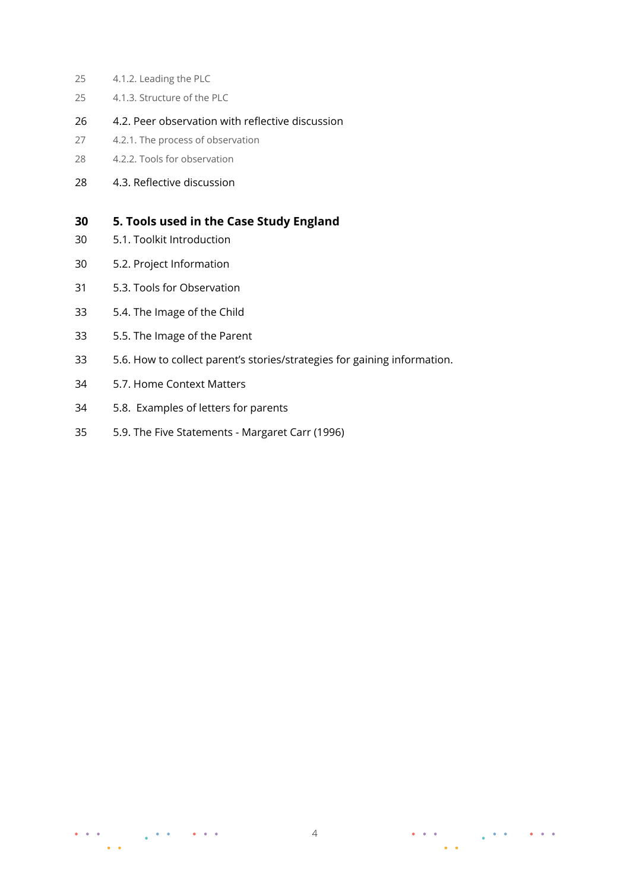| | |
|---|---|
| 25 | 4.1.2. Leading the PLC |
| 25 | 4.1.3. Structure of the PLC |
| 26 | 4.2. Peer observation with reflective discussion |
| 27 | 4.2.1. The process of observation |
| 28 | 4.2.2. Tools for observation |
| 28 | 4.3. Reflective discussion |
| **30** | **5. Tools used in the Case Study England** |
| 30 | 5.1. Toolkit Introduction |
| 30 | 5.2. Project Information |
| 31 | 5.3. Tools for Observation |
| 33 | 5.4. The Image of the Child |
| 33 | 5.5. The Image of the Parent |
| 33 | 5.6. How to collect parent's stories/strategies for gaining information. |
| 34 | 5.7. Home Context Matters |
| 34 | 5.8. Examples of letters for parents |
| 35 | 5.9. The Five Statements - Margaret Carr (1996) |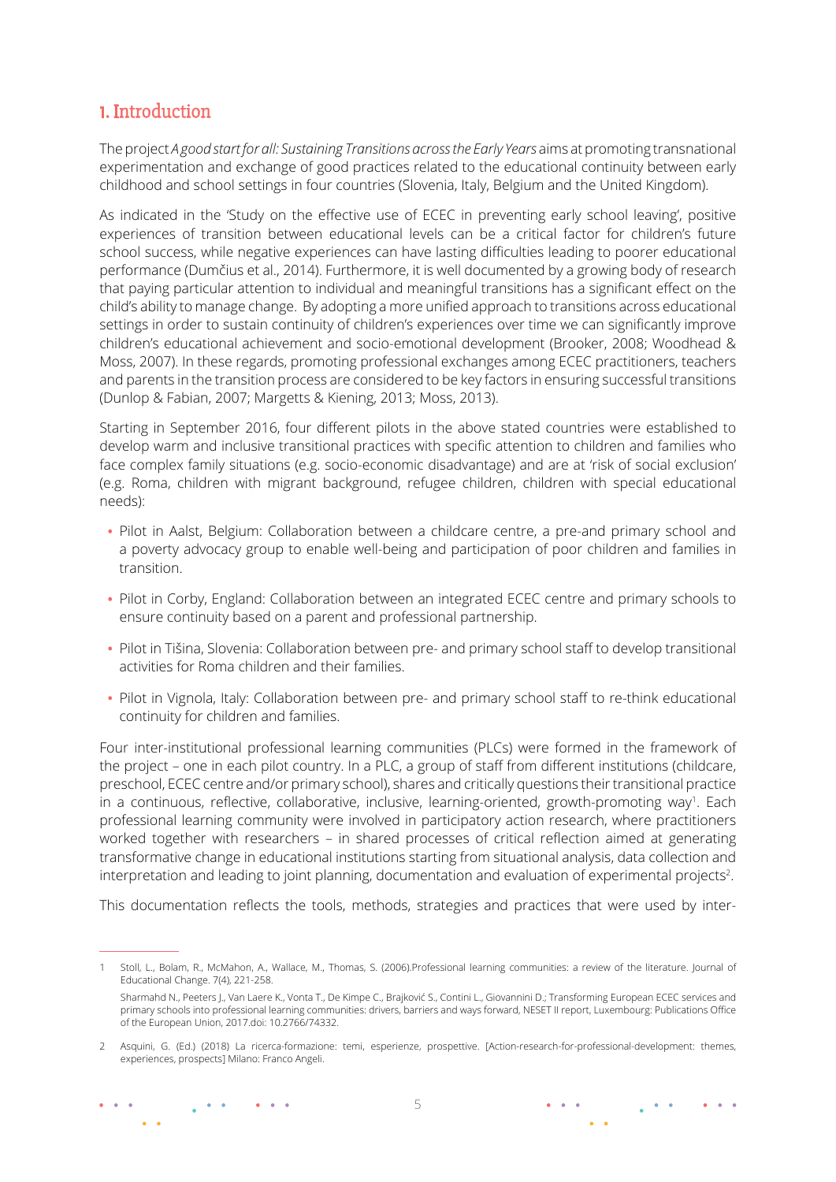# 1. Introduction

The project *A good start for all: Sustaining Transitions across the Early Years* aims at promoting transnational experimentation and exchange of good practices related to the educational continuity between early childhood and school settings in four countries (Slovenia, Italy, Belgium and the United Kingdom).

As indicated in the 'Study on the effective use of ECEC in preventing early school leaving', positive experiences of transition between educational levels can be a critical factor for children's future school success, while negative experiences can have lasting difficulties leading to poorer educational performance (Dumčius et al., 2014). Furthermore, it is well documented by a growing body of research that paying particular attention to individual and meaningful transitions has a significant effect on the child's ability to manage change. By adopting a more unified approach to transitions across educational settings in order to sustain continuity of children's experiences over time we can significantly improve children's educational achievement and socio-emotional development (Brooker, 2008; Woodhead & Moss, 2007). In these regards, promoting professional exchanges among ECEC practitioners, teachers and parents in the transition process are considered to be key factors in ensuring successful transitions (Dunlop & Fabian, 2007; Margetts & Kiening, 2013; Moss, 2013).

Starting in September 2016, four different pilots in the above stated countries were established to develop warm and inclusive transitional practices with specific attention to children and families who face complex family situations (e.g. socio-economic disadvantage) and are at 'risk of social exclusion' (e.g. Roma, children with migrant background, refugee children, children with special educational needs):

- Pilot in Aalst, Belgium: Collaboration between a childcare centre, a pre-and primary school and a poverty advocacy group to enable well-being and participation of poor children and families in transition.
- Pilot in Corby, England: Collaboration between an integrated ECEC centre and primary schools to ensure continuity based on a parent and professional partnership.
- Pilot in Tišina, Slovenia: Collaboration between pre- and primary school staff to develop transitional activities for Roma children and their families.
- Pilot in Vignola, Italy: Collaboration between pre- and primary school staff to re-think educational continuity for children and families.

Four inter-institutional professional learning communities (PLCs) were formed in the framework of the project – one in each pilot country. In a PLC, a group of staff from different institutions (childcare, preschool, ECEC centre and/or primary school), shares and critically questions their transitional practice in a continuous, reflective, collaborative, inclusive, learning-oriented, growth-promoting way[1]. Each professional learning community were involved in participatory action research, where practitioners worked together with researchers – in shared processes of critical reflection aimed at generating transformative change in educational institutions starting from situational analysis, data collection and interpretation and leading to joint planning, documentation and evaluation of experimental projects[2].

This documentation reflects the tools, methods, strategies and practices that were used by inter-

---

1 Stoll, L., Bolam, R., McMahon, A., Wallace, M., Thomas, S. (2006).Professional learning communities: a review of the literature. Journal of Educational Change. 7(4), 221-258.

Sharmahd N., Peeters J., Van Laere K., Vonta T., De Kimpe C., Brajković S., Contini L., Giovannini D.; Transforming European ECEC services and primary schools into professional learning communities: drivers, barriers and ways forward, NESET II report, Luxembourg: Publications Office of the European Union, 2017.doi: 10.2766/74332.

2 Asquini, G. (Ed.) (2018) La ricerca-formazione: temi, esperienze, prospettive. [Action-research-for-professional-development: themes, experiences, prospects] Milano: Franco Angeli.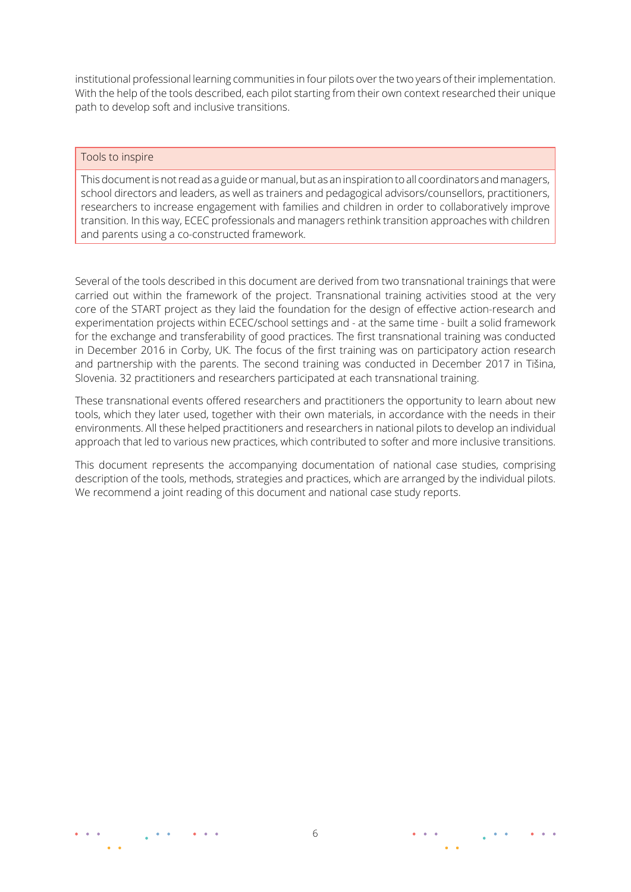institutional professional learning communities in four pilots over the two years of their implementation. With the help of the tools described, each pilot starting from their own context researched their unique path to develop soft and inclusive transitions.

> **Tools to inspire**
>
> This document is not read as a guide or manual, but as an inspiration to all coordinators and managers, school directors and leaders, as well as trainers and pedagogical advisors/counsellors, practitioners, researchers to increase engagement with families and children in order to collaboratively improve transition. In this way, ECEC professionals and managers rethink transition approaches with children and parents using a co-constructed framework.

Several of the tools described in this document are derived from two transnational trainings that were carried out within the framework of the project. Transnational training activities stood at the very core of the START project as they laid the foundation for the design of effective action-research and experimentation projects within ECEC/school settings and - at the same time - built a solid framework for the exchange and transferability of good practices. The first transnational training was conducted in December 2016 in Corby, UK. The focus of the first training was on participatory action research and partnership with the parents. The second training was conducted in December 2017 in Tišina, Slovenia. 32 practitioners and researchers participated at each transnational training.

These transnational events offered researchers and practitioners the opportunity to learn about new tools, which they later used, together with their own materials, in accordance with the needs in their environments. All these helped practitioners and researchers in national pilots to develop an individual approach that led to various new practices, which contributed to softer and more inclusive transitions.

This document represents the accompanying documentation of national case studies, comprising description of the tools, methods, strategies and practices, which are arranged by the individual pilots. We recommend a joint reading of this document and national case study reports.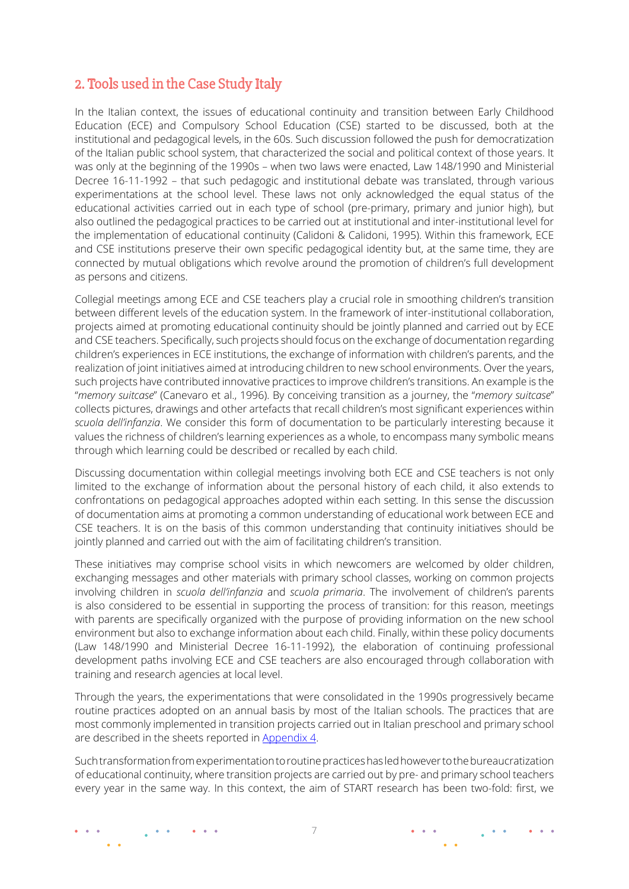## 2. Tools used in the Case Study Italy

In the Italian context, the issues of educational continuity and transition between Early Childhood Education (ECE) and Compulsory School Education (CSE) started to be discussed, both at the institutional and pedagogical levels, in the 60s. Such discussion followed the push for democratization of the Italian public school system, that characterized the social and political context of those years. It was only at the beginning of the 1990s – when two laws were enacted, Law 148/1990 and Ministerial Decree 16-11-1992 – that such pedagogic and institutional debate was translated, through various experimentations at the school level. These laws not only acknowledged the equal status of the educational activities carried out in each type of school (pre-primary, primary and junior high), but also outlined the pedagogical practices to be carried out at institutional and inter-institutional level for the implementation of educational continuity (Calidoni & Calidoni, 1995). Within this framework, ECE and CSE institutions preserve their own specific pedagogical identity but, at the same time, they are connected by mutual obligations which revolve around the promotion of children's full development as persons and citizens.

Collegial meetings among ECE and CSE teachers play a crucial role in smoothing children's transition between different levels of the education system. In the framework of inter-institutional collaboration, projects aimed at promoting educational continuity should be jointly planned and carried out by ECE and CSE teachers. Specifically, such projects should focus on the exchange of documentation regarding children's experiences in ECE institutions, the exchange of information with children's parents, and the realization of joint initiatives aimed at introducing children to new school environments. Over the years, such projects have contributed innovative practices to improve children's transitions. An example is the "*memory suitcase*" (Canevaro et al., 1996). By conceiving transition as a journey, the "*memory suitcase*" collects pictures, drawings and other artefacts that recall children's most significant experiences within *scuola dell'infanzia*. We consider this form of documentation to be particularly interesting because it values the richness of children's learning experiences as a whole, to encompass many symbolic means through which learning could be described or recalled by each child.

Discussing documentation within collegial meetings involving both ECE and CSE teachers is not only limited to the exchange of information about the personal history of each child, it also extends to confrontations on pedagogical approaches adopted within each setting. In this sense the discussion of documentation aims at promoting a common understanding of educational work between ECE and CSE teachers. It is on the basis of this common understanding that continuity initiatives should be jointly planned and carried out with the aim of facilitating children's transition.

These initiatives may comprise school visits in which newcomers are welcomed by older children, exchanging messages and other materials with primary school classes, working on common projects involving children in *scuola dell'infanzia* and *scuola primaria*. The involvement of children's parents is also considered to be essential in supporting the process of transition: for this reason, meetings with parents are specifically organized with the purpose of providing information on the new school environment but also to exchange information about each child. Finally, within these policy documents (Law 148/1990 and Ministerial Decree 16-11-1992), the elaboration of continuing professional development paths involving ECE and CSE teachers are also encouraged through collaboration with training and research agencies at local level.

Through the years, the experimentations that were consolidated in the 1990s progressively became routine practices adopted on an annual basis by most of the Italian schools. The practices that are most commonly implemented in transition projects carried out in Italian preschool and primary school are described in the sheets reported in Appendix 4.

Such transformation from experimentation to routine practices has led however to the bureaucratization of educational continuity, where transition projects are carried out by pre- and primary school teachers every year in the same way. In this context, the aim of START research has been two-fold: first, we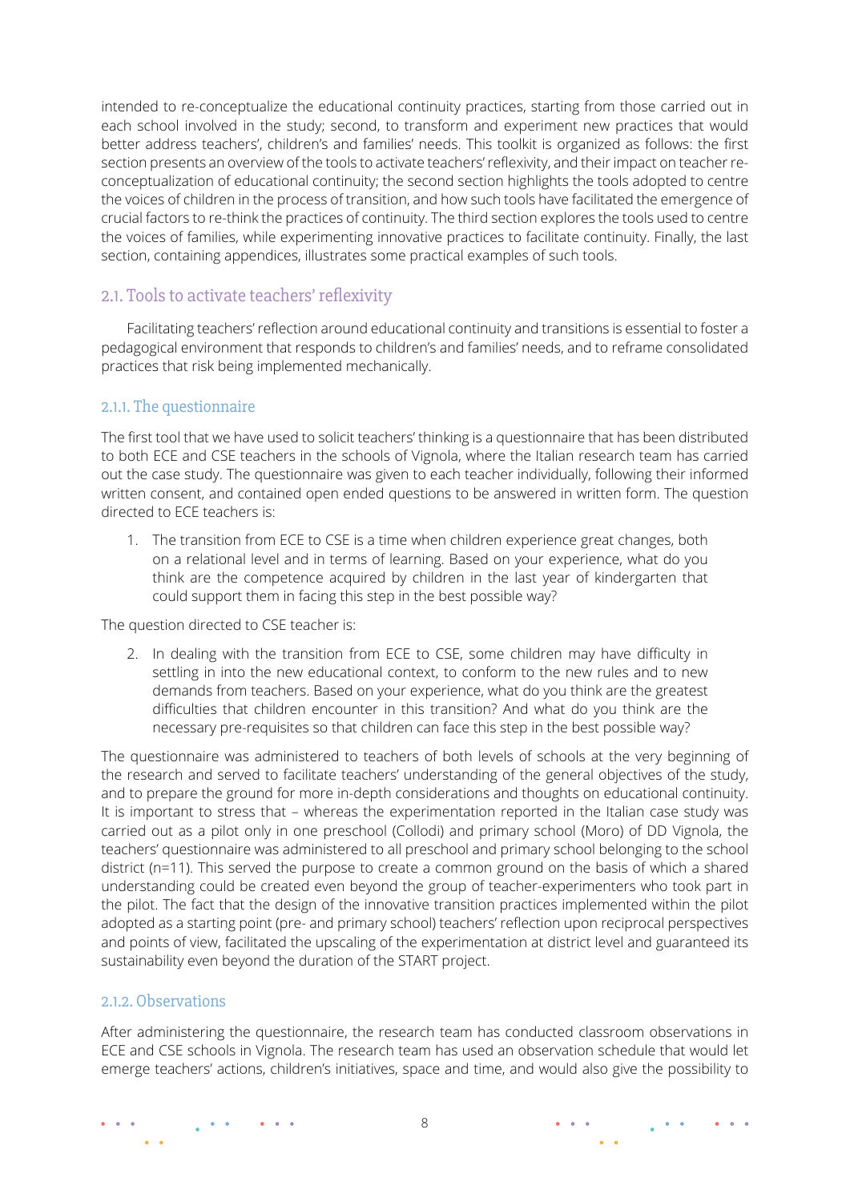intended to re-conceptualize the educational continuity practices, starting from those carried out in each school involved in the study; second, to transform and experiment new practices that would better address teachers', children's and families' needs. This toolkit is organized as follows: the first section presents an overview of the tools to activate teachers' reflexivity, and their impact on teacher re-conceptualization of educational continuity; the second section highlights the tools adopted to centre the voices of children in the process of transition, and how such tools have facilitated the emergence of crucial factors to re-think the practices of continuity. The third section explores the tools used to centre the voices of families, while experimenting innovative practices to facilitate continuity. Finally, the last section, containing appendices, illustrates some practical examples of such tools.

## 2.1. Tools to activate teachers' reflexivity

Facilitating teachers' reflection around educational continuity and transitions is essential to foster a pedagogical environment that responds to children's and families' needs, and to reframe consolidated practices that risk being implemented mechanically.

### 2.1.1. The questionnaire

The first tool that we have used to solicit teachers' thinking is a questionnaire that has been distributed to both ECE and CSE teachers in the schools of Vignola, where the Italian research team has carried out the case study. The questionnaire was given to each teacher individually, following their informed written consent, and contained open ended questions to be answered in written form. The question directed to ECE teachers is:

1. The transition from ECE to CSE is a time when children experience great changes, both on a relational level and in terms of learning. Based on your experience, what do you think are the competence acquired by children in the last year of kindergarten that could support them in facing this step in the best possible way?

The question directed to CSE teacher is:

2. In dealing with the transition from ECE to CSE, some children may have difficulty in settling in into the new educational context, to conform to the new rules and to new demands from teachers. Based on your experience, what do you think are the greatest difficulties that children encounter in this transition? And what do you think are the necessary pre-requisites so that children can face this step in the best possible way?

The questionnaire was administered to teachers of both levels of schools at the very beginning of the research and served to facilitate teachers' understanding of the general objectives of the study, and to prepare the ground for more in-depth considerations and thoughts on educational continuity. It is important to stress that – whereas the experimentation reported in the Italian case study was carried out as a pilot only in one preschool (Collodi) and primary school (Moro) of DD Vignola, the teachers' questionnaire was administered to all preschool and primary school belonging to the school district (n=11). This served the purpose to create a common ground on the basis of which a shared understanding could be created even beyond the group of teacher-experimenters who took part in the pilot. The fact that the design of the innovative transition practices implemented within the pilot adopted as a starting point (pre- and primary school) teachers' reflection upon reciprocal perspectives and points of view, facilitated the upscaling of the experimentation at district level and guaranteed its sustainability even beyond the duration of the START project.

### 2.1.2. Observations

After administering the questionnaire, the research team has conducted classroom observations in ECE and CSE schools in Vignola. The research team has used an observation schedule that would let emerge teachers' actions, children's initiatives, space and time, and would also give the possibility to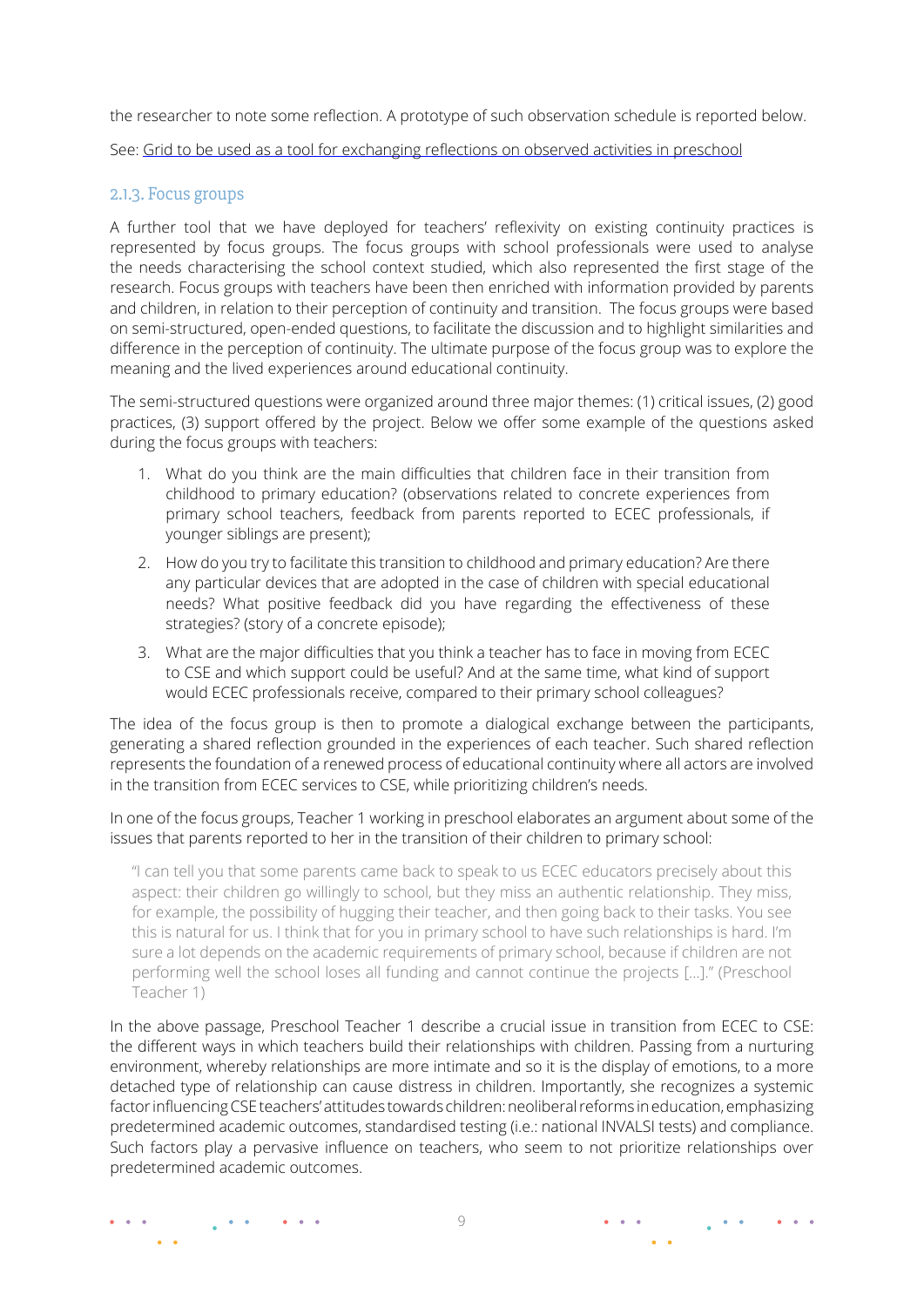the researcher to note some reflection. A prototype of such observation schedule is reported below.

See: Grid to be used as a tool for exchanging reflections on observed activities in preschool

### 2.1.3. Focus groups

A further tool that we have deployed for teachers' reflexivity on existing continuity practices is represented by focus groups. The focus groups with school professionals were used to analyse the needs characterising the school context studied, which also represented the first stage of the research. Focus groups with teachers have been then enriched with information provided by parents and children, in relation to their perception of continuity and transition. The focus groups were based on semi-structured, open-ended questions, to facilitate the discussion and to highlight similarities and difference in the perception of continuity. The ultimate purpose of the focus group was to explore the meaning and the lived experiences around educational continuity.

The semi-structured questions were organized around three major themes: (1) critical issues, (2) good practices, (3) support offered by the project. Below we offer some example of the questions asked during the focus groups with teachers:

1. What do you think are the main difficulties that children face in their transition from childhood to primary education? (observations related to concrete experiences from primary school teachers, feedback from parents reported to ECEC professionals, if younger siblings are present);
2. How do you try to facilitate this transition to childhood and primary education? Are there any particular devices that are adopted in the case of children with special educational needs? What positive feedback did you have regarding the effectiveness of these strategies? (story of a concrete episode);
3. What are the major difficulties that you think a teacher has to face in moving from ECEC to CSE and which support could be useful? And at the same time, what kind of support would ECEC professionals receive, compared to their primary school colleagues?

The idea of the focus group is then to promote a dialogical exchange between the participants, generating a shared reflection grounded in the experiences of each teacher. Such shared reflection represents the foundation of a renewed process of educational continuity where all actors are involved in the transition from ECEC services to CSE, while prioritizing children's needs.

In one of the focus groups, Teacher 1 working in preschool elaborates an argument about some of the issues that parents reported to her in the transition of their children to primary school:

> "I can tell you that some parents came back to speak to us ECEC educators precisely about this aspect: their children go willingly to school, but they miss an authentic relationship. They miss, for example, the possibility of hugging their teacher, and then going back to their tasks. You see this is natural for us. I think that for you in primary school to have such relationships is hard. I'm sure a lot depends on the academic requirements of primary school, because if children are not performing well the school loses all funding and cannot continue the projects [...]." (Preschool Teacher 1)

In the above passage, Preschool Teacher 1 describe a crucial issue in transition from ECEC to CSE: the different ways in which teachers build their relationships with children. Passing from a nurturing environment, whereby relationships are more intimate and so it is the display of emotions, to a more detached type of relationship can cause distress in children. Importantly, she recognizes a systemic factor influencing CSE teachers' attitudes towards children: neoliberal reforms in education, emphasizing predetermined academic outcomes, standardised testing (i.e.: national INVALSI tests) and compliance. Such factors play a pervasive influence on teachers, who seem to not prioritize relationships over predetermined academic outcomes.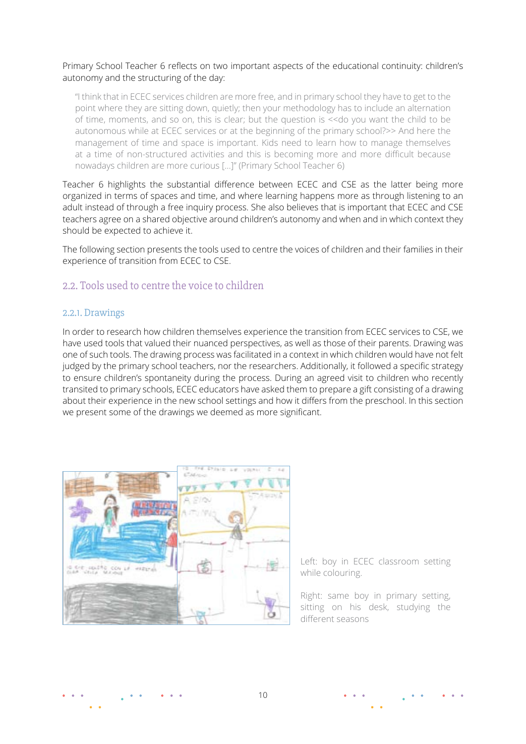Primary School Teacher 6 reflects on two important aspects of the educational continuity: children's autonomy and the structuring of the day:

> "I think that in ECEC services children are more free, and in primary school they have to get to the point where they are sitting down, quietly; then your methodology has to include an alternation of time, moments, and so on, this is clear; but the question is <<do you want the child to be autonomous while at ECEC services or at the beginning of the primary school?>> And here the management of time and space is important. Kids need to learn how to manage themselves at a time of non-structured activities and this is becoming more and more difficult because nowadays children are more curious […]" (Primary School Teacher 6)

Teacher 6 highlights the substantial difference between ECEC and CSE as the latter being more organized in terms of spaces and time, and where learning happens more as through listening to an adult instead of through a free inquiry process. She also believes that is important that ECEC and CSE teachers agree on a shared objective around children's autonomy and when and in which context they should be expected to achieve it.

The following section presents the tools used to centre the voices of children and their families in their experience of transition from ECEC to CSE.

## 2.2. Tools used to centre the voice to children

### 2.2.1. Drawings

In order to research how children themselves experience the transition from ECEC services to CSE, we have used tools that valued their nuanced perspectives, as well as those of their parents. Drawing was one of such tools. The drawing process was facilitated in a context in which children would have not felt judged by the primary school teachers, nor the researchers. Additionally, it followed a specific strategy to ensure children's spontaneity during the process. During an agreed visit to children who recently transited to primary schools, ECEC educators have asked them to prepare a gift consisting of a drawing about their experience in the new school settings and how it differs from the preschool. In this section we present some of the drawings we deemed as more significant.

Left: boy in ECEC classroom setting while colouring.

Right: same boy in primary setting, sitting on his desk, studying the different seasons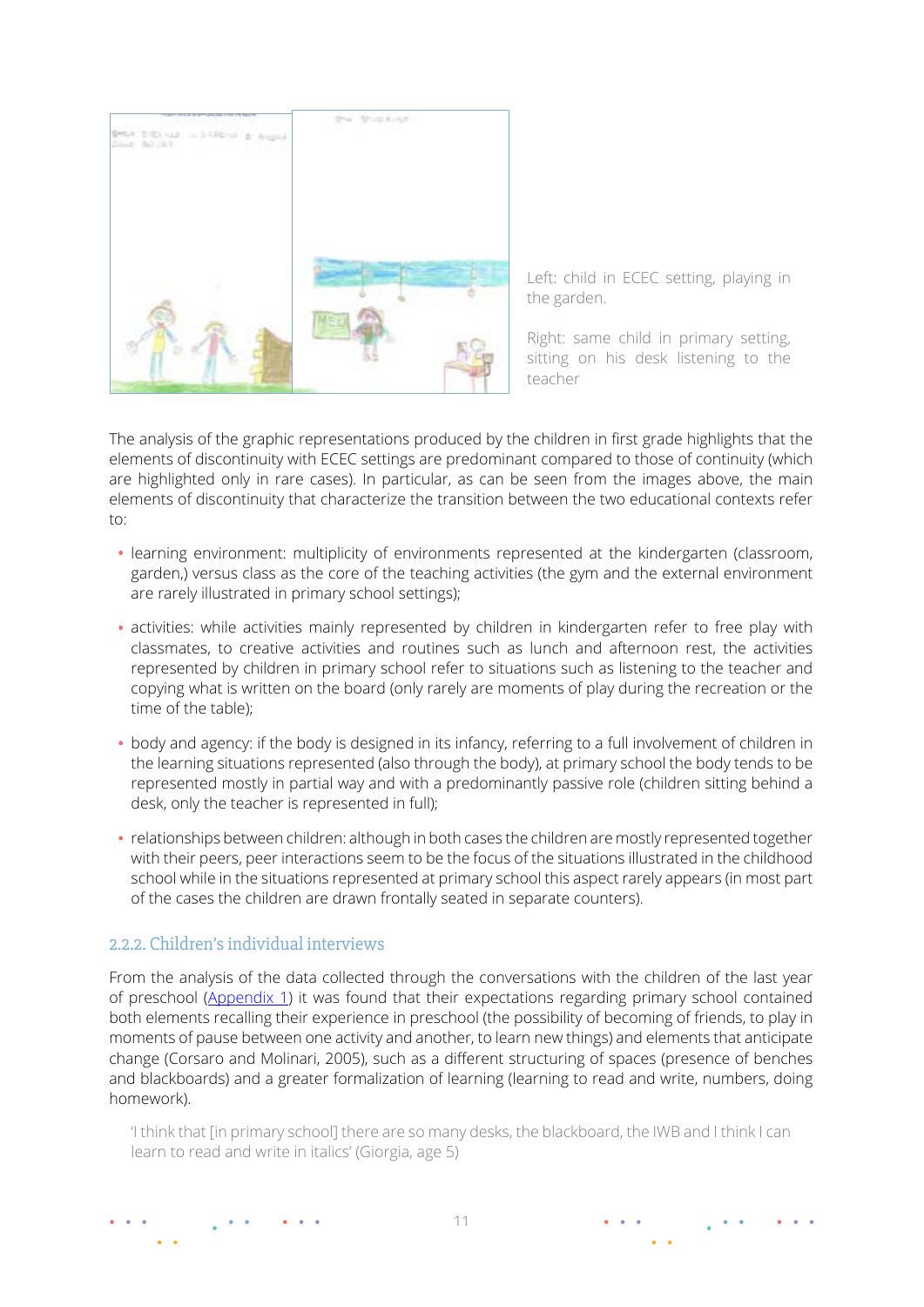Left: child in ECEC setting, playing in the garden.

Right: same child in primary setting, sitting on his desk listening to the teacher

The analysis of the graphic representations produced by the children in first grade highlights that the elements of discontinuity with ECEC settings are predominant compared to those of continuity (which are highlighted only in rare cases). In particular, as can be seen from the images above, the main elements of discontinuity that characterize the transition between the two educational contexts refer to:

- learning environment: multiplicity of environments represented at the kindergarten (classroom, garden,) versus class as the core of the teaching activities (the gym and the external environment are rarely illustrated in primary school settings);
- activities: while activities mainly represented by children in kindergarten refer to free play with classmates, to creative activities and routines such as lunch and afternoon rest, the activities represented by children in primary school refer to situations such as listening to the teacher and copying what is written on the board (only rarely are moments of play during the recreation or the time of the table);
- body and agency: if the body is designed in its infancy, referring to a full involvement of children in the learning situations represented (also through the body), at primary school the body tends to be represented mostly in partial way and with a predominantly passive role (children sitting behind a desk, only the teacher is represented in full);
- relationships between children: although in both cases the children are mostly represented together with their peers, peer interactions seem to be the focus of the situations illustrated in the childhood school while in the situations represented at primary school this aspect rarely appears (in most part of the cases the children are drawn frontally seated in separate counters).

### 2.2.2. Children's individual interviews

From the analysis of the data collected through the conversations with the children of the last year of preschool (Appendix 1) it was found that their expectations regarding primary school contained both elements recalling their experience in preschool (the possibility of becoming of friends, to play in moments of pause between one activity and another, to learn new things) and elements that anticipate change (Corsaro and Molinari, 2005), such as a different structuring of spaces (presence of benches and blackboards) and a greater formalization of learning (learning to read and write, numbers, doing homework).

> 'I think that [in primary school] there are so many desks, the blackboard, the IWB and I think I can learn to read and write in italics' (Giorgia, age 5)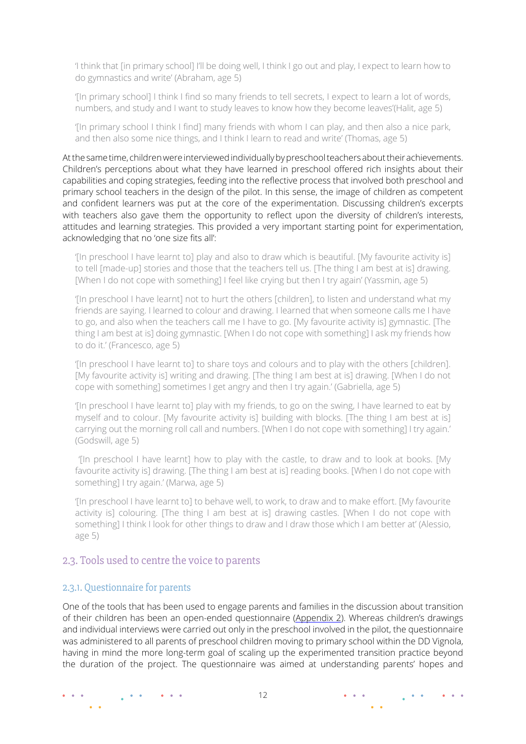> 'I think that [in primary school] I'll be doing well, I think I go out and play, I expect to learn how to do gymnastics and write' (Abraham, age 5)

> '[In primary school] I think I find so many friends to tell secrets, I expect to learn a lot of words, numbers, and study and I want to study leaves to know how they become leaves'(Halit, age 5)

> '[In primary school I think I find] many friends with whom I can play, and then also a nice park, and then also some nice things, and I think I learn to read and write' (Thomas, age 5)

At the same time, children were interviewed individually by preschool teachers about their achievements. Children's perceptions about what they have learned in preschool offered rich insights about their capabilities and coping strategies, feeding into the reflective process that involved both preschool and primary school teachers in the design of the pilot. In this sense, the image of children as competent and confident learners was put at the core of the experimentation. Discussing children's excerpts with teachers also gave them the opportunity to reflect upon the diversity of children's interests, attitudes and learning strategies. This provided a very important starting point for experimentation, acknowledging that no 'one size fits all':

> '[In preschool I have learnt to] play and also to draw which is beautiful. [My favourite activity is] to tell [made-up] stories and those that the teachers tell us. [The thing I am best at is] drawing. [When I do not cope with something] I feel like crying but then I try again' (Yassmin, age 5)

> '[In preschool I have learnt] not to hurt the others [children], to listen and understand what my friends are saying. I learned to colour and drawing. I learned that when someone calls me I have to go, and also when the teachers call me I have to go. [My favourite activity is] gymnastic. [The thing I am best at is] doing gymnastic. [When I do not cope with something] I ask my friends how to do it.' (Francesco, age 5)

> '[In preschool I have learnt to] to share toys and colours and to play with the others [children]. [My favourite activity is] writing and drawing. [The thing I am best at is] drawing. [When I do not cope with something] sometimes I get angry and then I try again.' (Gabriella, age 5)

> '[In preschool I have learnt to] play with my friends, to go on the swing, I have learned to eat by myself and to colour. [My favourite activity is] building with blocks. [The thing I am best at is] carrying out the morning roll call and numbers. [When I do not cope with something] I try again.' (Godswill, age 5)

> '[In preschool I have learnt] how to play with the castle, to draw and to look at books. [My favourite activity is] drawing. [The thing I am best at is] reading books. [When I do not cope with something] I try again.' (Marwa, age 5)

> '[In preschool I have learnt to] to behave well, to work, to draw and to make effort. [My favourite activity is] colouring. [The thing I am best at is] drawing castles. [When I do not cope with something] I think I look for other things to draw and I draw those which I am better at' (Alessio, age 5)

## 2.3. Tools used to centre the voice to parents

### 2.3.1. Questionnaire for parents

One of the tools that has been used to engage parents and families in the discussion about transition of their children has been an open-ended questionnaire (Appendix 2). Whereas children's drawings and individual interviews were carried out only in the preschool involved in the pilot, the questionnaire was administered to all parents of preschool children moving to primary school within the DD Vignola, having in mind the more long-term goal of scaling up the experimented transition practice beyond the duration of the project. The questionnaire was aimed at understanding parents' hopes and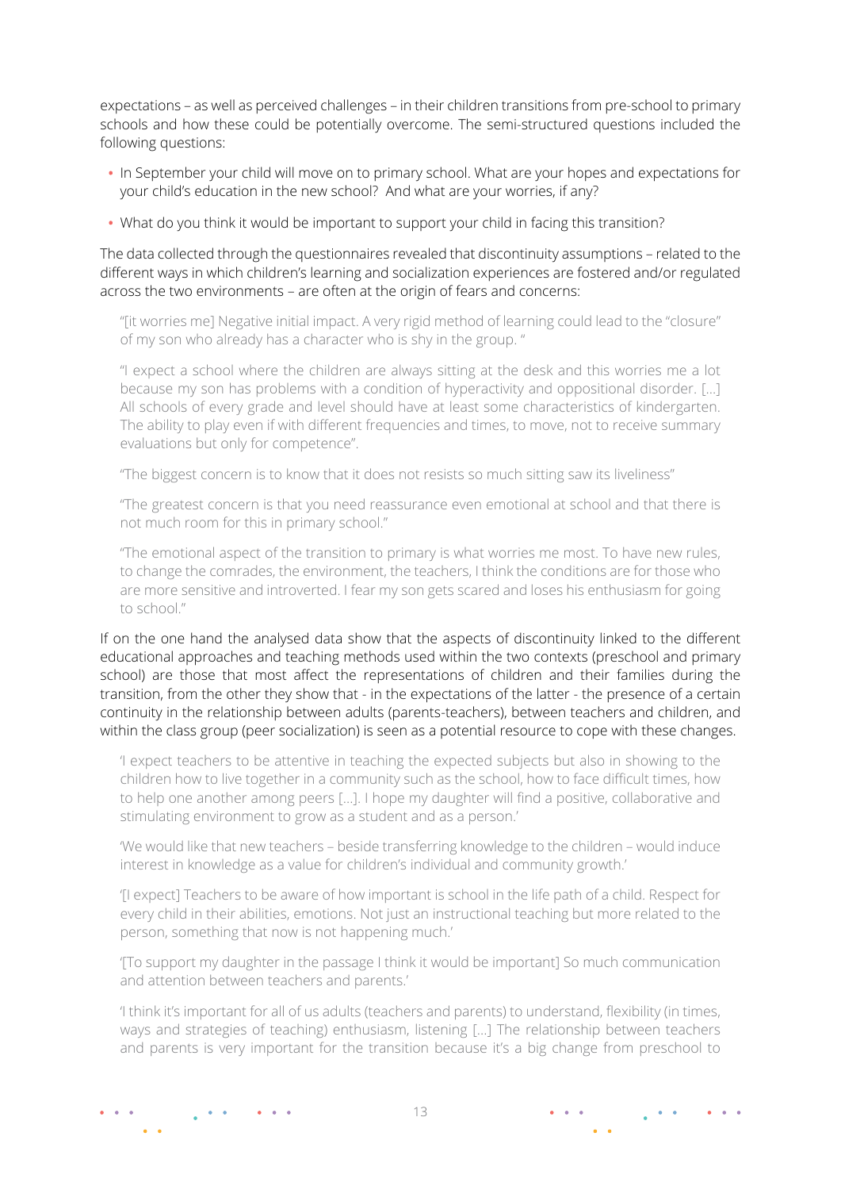expectations – as well as perceived challenges – in their children transitions from pre-school to primary schools and how these could be potentially overcome. The semi-structured questions included the following questions:

- In September your child will move on to primary school. What are your hopes and expectations for your child's education in the new school? And what are your worries, if any?
- What do you think it would be important to support your child in facing this transition?

The data collected through the questionnaires revealed that discontinuity assumptions – related to the different ways in which children's learning and socialization experiences are fostered and/or regulated across the two environments – are often at the origin of fears and concerns:

> "[it worries me] Negative initial impact. A very rigid method of learning could lead to the "closure" of my son who already has a character who is shy in the group. "

> "I expect a school where the children are always sitting at the desk and this worries me a lot because my son has problems with a condition of hyperactivity and oppositional disorder. […] All schools of every grade and level should have at least some characteristics of kindergarten. The ability to play even if with different frequencies and times, to move, not to receive summary evaluations but only for competence".

> "The biggest concern is to know that it does not resists so much sitting saw its liveliness"

> "The greatest concern is that you need reassurance even emotional at school and that there is not much room for this in primary school."

> "The emotional aspect of the transition to primary is what worries me most. To have new rules, to change the comrades, the environment, the teachers, I think the conditions are for those who are more sensitive and introverted. I fear my son gets scared and loses his enthusiasm for going to school."

If on the one hand the analysed data show that the aspects of discontinuity linked to the different educational approaches and teaching methods used within the two contexts (preschool and primary school) are those that most affect the representations of children and their families during the transition, from the other they show that - in the expectations of the latter - the presence of a certain continuity in the relationship between adults (parents-teachers), between teachers and children, and within the class group (peer socialization) is seen as a potential resource to cope with these changes.

> 'I expect teachers to be attentive in teaching the expected subjects but also in showing to the children how to live together in a community such as the school, how to face difficult times, how to help one another among peers […]. I hope my daughter will find a positive, collaborative and stimulating environment to grow as a student and as a person.'

> 'We would like that new teachers – beside transferring knowledge to the children – would induce interest in knowledge as a value for children's individual and community growth.'

> '[I expect] Teachers to be aware of how important is school in the life path of a child. Respect for every child in their abilities, emotions. Not just an instructional teaching but more related to the person, something that now is not happening much.'

> '[To support my daughter in the passage I think it would be important] So much communication and attention between teachers and parents.'

> 'I think it's important for all of us adults (teachers and parents) to understand, flexibility (in times, ways and strategies of teaching) enthusiasm, listening […] The relationship between teachers and parents is very important for the transition because it's a big change from preschool to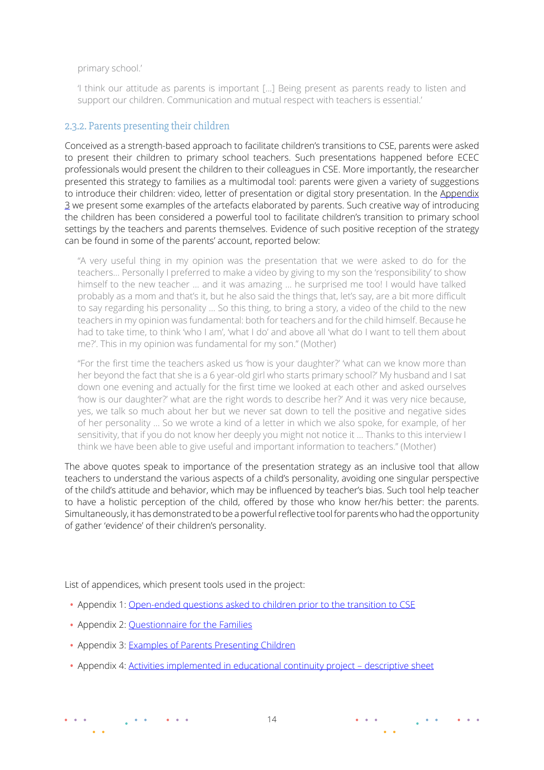primary school.'

'I think our attitude as parents is important [...] Being present as parents ready to listen and support our children. Communication and mutual respect with teachers is essential.'

### 2.3.2. Parents presenting their children

Conceived as a strength-based approach to facilitate children's transitions to CSE, parents were asked to present their children to primary school teachers. Such presentations happened before ECEC professionals would present the children to their colleagues in CSE. More importantly, the researcher presented this strategy to families as a multimodal tool: parents were given a variety of suggestions to introduce their children: video, letter of presentation or digital story presentation. In the Appendix 3 we present some examples of the artefacts elaborated by parents. Such creative way of introducing the children has been considered a powerful tool to facilitate children's transition to primary school settings by the teachers and parents themselves. Evidence of such positive reception of the strategy can be found in some of the parents' account, reported below:

"A very useful thing in my opinion was the presentation that we were asked to do for the teachers... Personally I preferred to make a video by giving to my son the 'responsibility' to show himself to the new teacher ... and it was amazing ... he surprised me too! I would have talked probably as a mom and that's it, but he also said the things that, let's say, are a bit more difficult to say regarding his personality ... So this thing, to bring a story, a video of the child to the new teachers in my opinion was fundamental: both for teachers and for the child himself. Because he had to take time, to think 'who I am', 'what I do' and above all 'what do I want to tell them about me?'. This in my opinion was fundamental for my son." (Mother)

"For the first time the teachers asked us 'how is your daughter?' 'what can we know more than her beyond the fact that she is a 6 year-old girl who starts primary school?' My husband and I sat down one evening and actually for the first time we looked at each other and asked ourselves 'how is our daughter?' what are the right words to describe her?' And it was very nice because, yes, we talk so much about her but we never sat down to tell the positive and negative sides of her personality ... So we wrote a kind of a letter in which we also spoke, for example, of her sensitivity, that if you do not know her deeply you might not notice it ... Thanks to this interview I think we have been able to give useful and important information to teachers." (Mother)

The above quotes speak to importance of the presentation strategy as an inclusive tool that allow teachers to understand the various aspects of a child's personality, avoiding one singular perspective of the child's attitude and behavior, which may be influenced by teacher's bias. Such tool help teacher to have a holistic perception of the child, offered by those who know her/his better: the parents. Simultaneously, it has demonstrated to be a powerful reflective tool for parents who had the opportunity of gather 'evidence' of their children's personality.

List of appendices, which present tools used in the project:

- Appendix 1: Open-ended questions asked to children prior to the transition to CSE
- Appendix 2: Questionnaire for the Families
- Appendix 3: Examples of Parents Presenting Children
- Appendix 4: Activities implemented in educational continuity project – descriptive sheet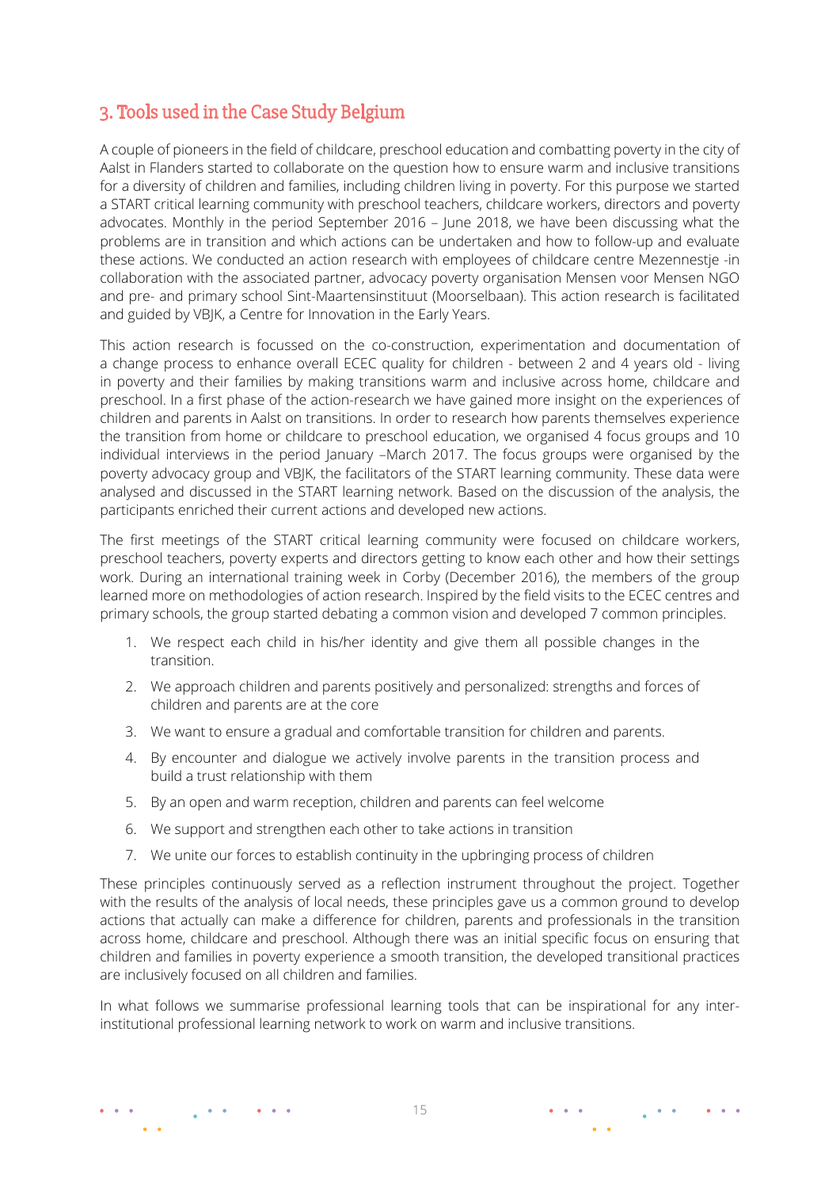## 3. Tools used in the Case Study Belgium

A couple of pioneers in the field of childcare, preschool education and combatting poverty in the city of Aalst in Flanders started to collaborate on the question how to ensure warm and inclusive transitions for a diversity of children and families, including children living in poverty. For this purpose we started a START critical learning community with preschool teachers, childcare workers, directors and poverty advocates. Monthly in the period September 2016 – June 2018, we have been discussing what the problems are in transition and which actions can be undertaken and how to follow-up and evaluate these actions. We conducted an action research with employees of childcare centre Mezennestje -in collaboration with the associated partner, advocacy poverty organisation Mensen voor Mensen NGO and pre- and primary school Sint-Maartensinstituut (Moorselbaan). This action research is facilitated and guided by VBJK, a Centre for Innovation in the Early Years.

This action research is focussed on the co-construction, experimentation and documentation of a change process to enhance overall ECEC quality for children - between 2 and 4 years old - living in poverty and their families by making transitions warm and inclusive across home, childcare and preschool. In a first phase of the action-research we have gained more insight on the experiences of children and parents in Aalst on transitions. In order to research how parents themselves experience the transition from home or childcare to preschool education, we organised 4 focus groups and 10 individual interviews in the period January –March 2017. The focus groups were organised by the poverty advocacy group and VBJK, the facilitators of the START learning community. These data were analysed and discussed in the START learning network. Based on the discussion of the analysis, the participants enriched their current actions and developed new actions.

The first meetings of the START critical learning community were focused on childcare workers, preschool teachers, poverty experts and directors getting to know each other and how their settings work. During an international training week in Corby (December 2016), the members of the group learned more on methodologies of action research. Inspired by the field visits to the ECEC centres and primary schools, the group started debating a common vision and developed 7 common principles.

1. We respect each child in his/her identity and give them all possible changes in the transition.
2. We approach children and parents positively and personalized: strengths and forces of children and parents are at the core
3. We want to ensure a gradual and comfortable transition for children and parents.
4. By encounter and dialogue we actively involve parents in the transition process and build a trust relationship with them
5. By an open and warm reception, children and parents can feel welcome
6. We support and strengthen each other to take actions in transition
7. We unite our forces to establish continuity in the upbringing process of children

These principles continuously served as a reflection instrument throughout the project. Together with the results of the analysis of local needs, these principles gave us a common ground to develop actions that actually can make a difference for children, parents and professionals in the transition across home, childcare and preschool. Although there was an initial specific focus on ensuring that children and families in poverty experience a smooth transition, the developed transitional practices are inclusively focused on all children and families.

In what follows we summarise professional learning tools that can be inspirational for any inter-institutional professional learning network to work on warm and inclusive transitions.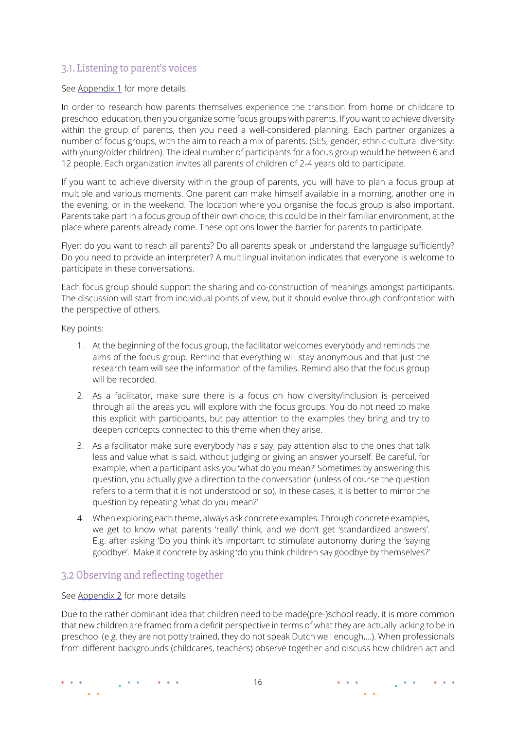## 3.1. Listening to parent's voices

See Appendix 1 for more details.

In order to research how parents themselves experience the transition from home or childcare to preschool education, then you organize some focus groups with parents. If you want to achieve diversity within the group of parents, then you need a well-considered planning. Each partner organizes a number of focus groups, with the aim to reach a mix of parents. (SES; gender; ethnic-cultural diversity; with young/older children). The ideal number of participants for a focus group would be between 6 and 12 people. Each organization invites all parents of children of 2-4 years old to participate.

If you want to achieve diversity within the group of parents, you will have to plan a focus group at multiple and various moments. One parent can make himself available in a morning, another one in the evening, or in the weekend. The location where you organise the focus group is also important. Parents take part in a focus group of their own choice; this could be in their familiar environment, at the place where parents already come. These options lower the barrier for parents to participate.

Flyer: do you want to reach all parents? Do all parents speak or understand the language sufficiently? Do you need to provide an interpreter? A multilingual invitation indicates that everyone is welcome to participate in these conversations.

Each focus group should support the sharing and co-construction of meanings amongst participants. The discussion will start from individual points of view, but it should evolve through confrontation with the perspective of others.

Key points:

1. At the beginning of the focus group, the facilitator welcomes everybody and reminds the aims of the focus group. Remind that everything will stay anonymous and that just the research team will see the information of the families. Remind also that the focus group will be recorded.
2. As a facilitator, make sure there is a focus on how diversity/inclusion is perceived through all the areas you will explore with the focus groups. You do not need to make this explicit with participants, but pay attention to the examples they bring and try to deepen concepts connected to this theme when they arise.
3. As a facilitator make sure everybody has a say, pay attention also to the ones that talk less and value what is said, without judging or giving an answer yourself. Be careful, for example, when a participant asks you 'what do you mean?' Sometimes by answering this question, you actually give a direction to the conversation (unless of course the question refers to a term that it is not understood or so). In these cases, it is better to mirror the question by repeating 'what do you mean?'
4. When exploring each theme, always ask concrete examples. Through concrete examples, we get to know what parents 'really' think, and we don't get 'standardized answers'. E.g. after asking 'Do you think it's important to stimulate autonomy during the 'saying goodbye'. Make it concrete by asking 'do you think children say goodbye by themselves?'

## 3.2 Observing and reflecting together

See Appendix 2 for more details.

Due to the rather dominant idea that children need to be made(pre-)school ready, it is more common that new children are framed from a deficit perspective in terms of what they are actually lacking to be in preschool (e.g. they are not potty trained, they do not speak Dutch well enough,…). When professionals from different backgrounds (childcares, teachers) observe together and discuss how children act and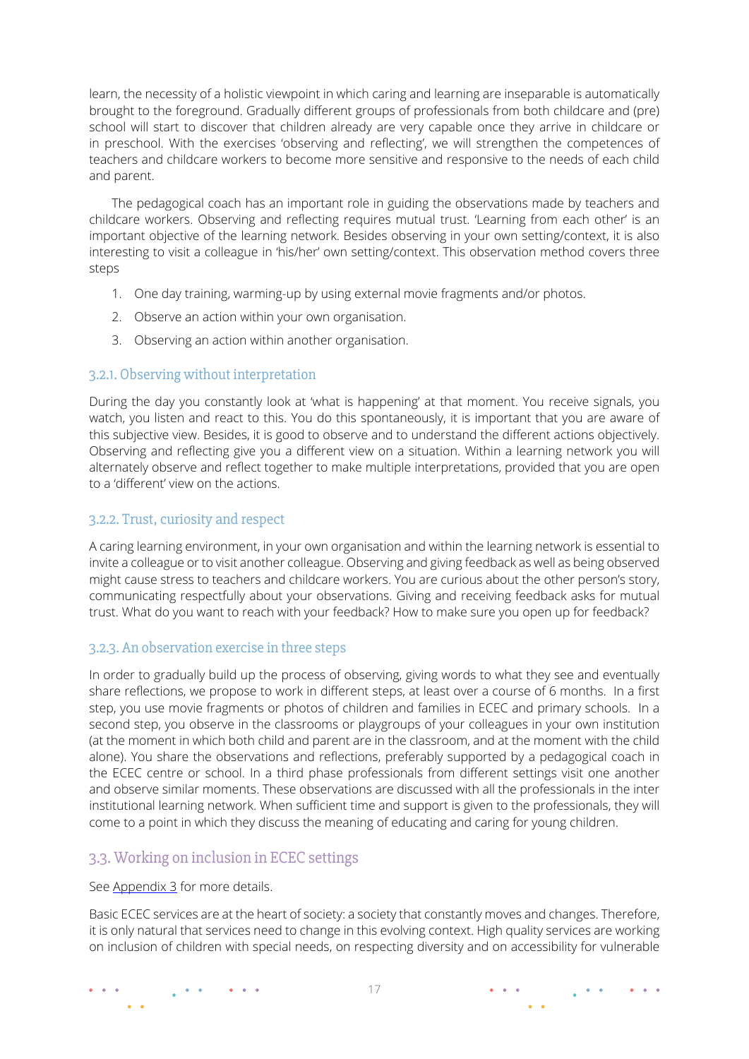learn, the necessity of a holistic viewpoint in which caring and learning are inseparable is automatically brought to the foreground. Gradually different groups of professionals from both childcare and (pre) school will start to discover that children already are very capable once they arrive in childcare or in preschool. With the exercises 'observing and reflecting', we will strengthen the competences of teachers and childcare workers to become more sensitive and responsive to the needs of each child and parent.

The pedagogical coach has an important role in guiding the observations made by teachers and childcare workers. Observing and reflecting requires mutual trust. 'Learning from each other' is an important objective of the learning network. Besides observing in your own setting/context, it is also interesting to visit a colleague in 'his/her' own setting/context. This observation method covers three steps

1. One day training, warming-up by using external movie fragments and/or photos.
2. Observe an action within your own organisation.
3. Observing an action within another organisation.

### 3.2.1. Observing without interpretation

During the day you constantly look at 'what is happening' at that moment. You receive signals, you watch, you listen and react to this. You do this spontaneously, it is important that you are aware of this subjective view. Besides, it is good to observe and to understand the different actions objectively. Observing and reflecting give you a different view on a situation. Within a learning network you will alternately observe and reflect together to make multiple interpretations, provided that you are open to a 'different' view on the actions.

### 3.2.2. Trust, curiosity and respect

A caring learning environment, in your own organisation and within the learning network is essential to invite a colleague or to visit another colleague. Observing and giving feedback as well as being observed might cause stress to teachers and childcare workers. You are curious about the other person's story, communicating respectfully about your observations. Giving and receiving feedback asks for mutual trust. What do you want to reach with your feedback? How to make sure you open up for feedback?

### 3.2.3. An observation exercise in three steps

In order to gradually build up the process of observing, giving words to what they see and eventually share reflections, we propose to work in different steps, at least over a course of 6 months. In a first step, you use movie fragments or photos of children and families in ECEC and primary schools. In a second step, you observe in the classrooms or playgroups of your colleagues in your own institution (at the moment in which both child and parent are in the classroom, and at the moment with the child alone). You share the observations and reflections, preferably supported by a pedagogical coach in the ECEC centre or school. In a third phase professionals from different settings visit one another and observe similar moments. These observations are discussed with all the professionals in the inter institutional learning network. When sufficient time and support is given to the professionals, they will come to a point in which they discuss the meaning of educating and caring for young children.

## 3.3. Working on inclusion in ECEC settings

See Appendix 3 for more details.

Basic ECEC services are at the heart of society: a society that constantly moves and changes. Therefore, it is only natural that services need to change in this evolving context. High quality services are working on inclusion of children with special needs, on respecting diversity and on accessibility for vulnerable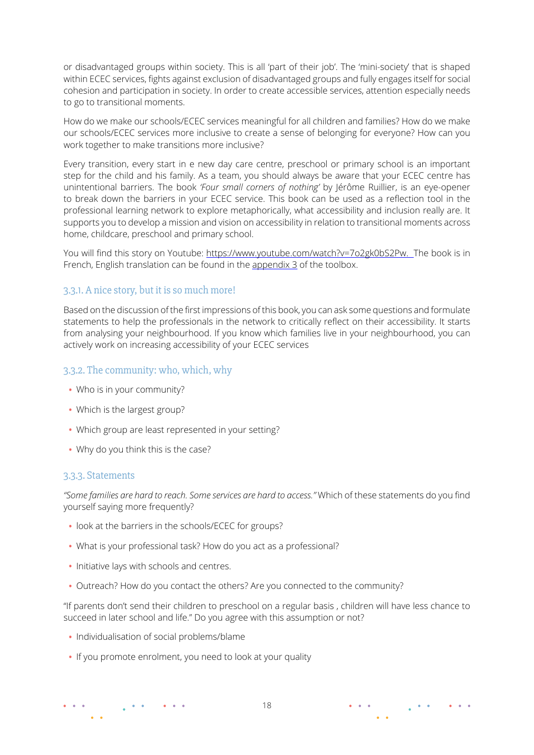or disadvantaged groups within society. This is all 'part of their job'. The 'mini-society' that is shaped within ECEC services, fights against exclusion of disadvantaged groups and fully engages itself for social cohesion and participation in society. In order to create accessible services, attention especially needs to go to transitional moments.

How do we make our schools/ECEC services meaningful for all children and families? How do we make our schools/ECEC services more inclusive to create a sense of belonging for everyone? How can you work together to make transitions more inclusive?

Every transition, every start in e new day care centre, preschool or primary school is an important step for the child and his family. As a team, you should always be aware that your ECEC centre has unintentional barriers. The book *'Four small corners of nothing'* by Jérôme Ruillier, is an eye-opener to break down the barriers in your ECEC service. This book can be used as a reflection tool in the professional learning network to explore metaphorically, what accessibility and inclusion really are. It supports you to develop a mission and vision on accessibility in relation to transitional moments across home, childcare, preschool and primary school.

You will find this story on Youtube: https://www.youtube.com/watch?v=7o2gk0bS2Pw. The book is in French, English translation can be found in the appendix 3 of the toolbox.

### 3.3.1. A nice story, but it is so much more!

Based on the discussion of the first impressions of this book, you can ask some questions and formulate statements to help the professionals in the network to critically reflect on their accessibility. It starts from analysing your neighbourhood. If you know which families live in your neighbourhood, you can actively work on increasing accessibility of your ECEC services

### 3.3.2. The community: who, which, why

- Who is in your community?
- Which is the largest group?
- Which group are least represented in your setting?
- Why do you think this is the case?

### 3.3.3. Statements

*"Some families are hard to reach. Some services are hard to access."* Which of these statements do you find yourself saying more frequently?

- look at the barriers in the schools/ECEC for groups?
- What is your professional task? How do you act as a professional?
- Initiative lays with schools and centres.
- Outreach? How do you contact the others? Are you connected to the community?

"If parents don't send their children to preschool on a regular basis , children will have less chance to succeed in later school and life." Do you agree with this assumption or not?

- Individualisation of social problems/blame
- If you promote enrolment, you need to look at your quality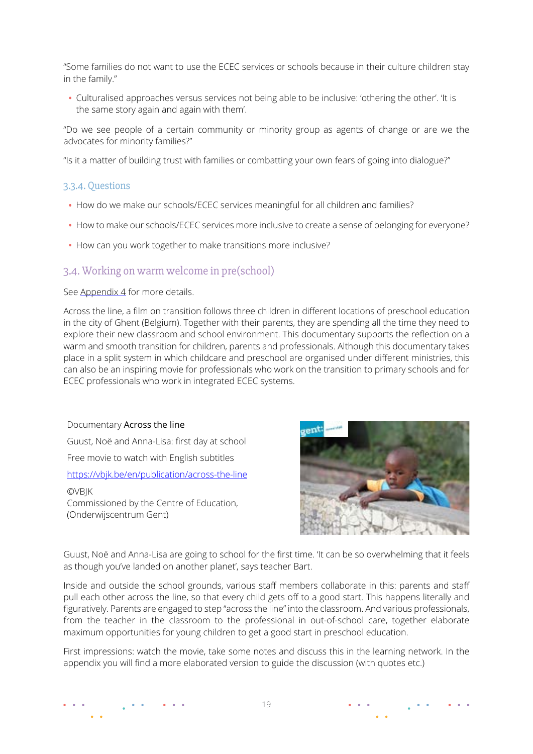"Some families do not want to use the ECEC services or schools because in their culture children stay in the family."

- Culturalised approaches versus services not being able to be inclusive: 'othering the other'. 'It is the same story again and again with them'.

"Do we see people of a certain community or minority group as agents of change or are we the advocates for minority families?"

"Is it a matter of building trust with families or combatting your own fears of going into dialogue?"

### 3.3.4. Questions

- How do we make our schools/ECEC services meaningful for all children and families?
- How to make our schools/ECEC services more inclusive to create a sense of belonging for everyone?
- How can you work together to make transitions more inclusive?

## 3.4. Working on warm welcome in pre(school)

See Appendix 4 for more details.

Across the line, a film on transition follows three children in different locations of preschool education in the city of Ghent (Belgium). Together with their parents, they are spending all the time they need to explore their new classroom and school environment. This documentary supports the reflection on a warm and smooth transition for children, parents and professionals. Although this documentary takes place in a split system in which childcare and preschool are organised under different ministries, this can also be an inspiring movie for professionals who work on the transition to primary schools and for ECEC professionals who work in integrated ECEC systems.

Documentary **Across the line**

Guust, Noë and Anna-Lisa: first day at school

Free movie to watch with English subtitles

https://vbjk.be/en/publication/across-the-line

©VBJK
Commissioned by the Centre of Education, (Onderwijscentrum Gent)

Guust, Noë and Anna-Lisa are going to school for the first time. 'It can be so overwhelming that it feels as though you've landed on another planet', says teacher Bart.

Inside and outside the school grounds, various staff members collaborate in this: parents and staff pull each other across the line, so that every child gets off to a good start. This happens literally and figuratively. Parents are engaged to step "across the line" into the classroom. And various professionals, from the teacher in the classroom to the professional in out-of-school care, together elaborate maximum opportunities for young children to get a good start in preschool education.

First impressions: watch the movie, take some notes and discuss this in the learning network. In the appendix you will find a more elaborated version to guide the discussion (with quotes etc.)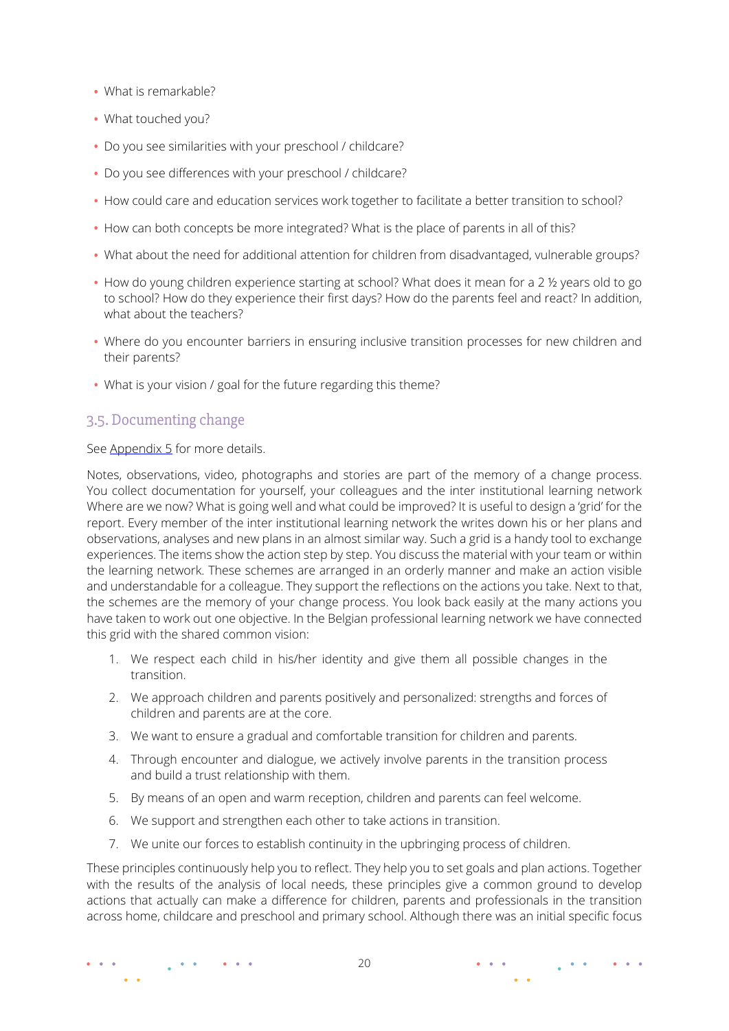- What is remarkable?
- What touched you?
- Do you see similarities with your preschool / childcare?
- Do you see differences with your preschool / childcare?
- How could care and education services work together to facilitate a better transition to school?
- How can both concepts be more integrated? What is the place of parents in all of this?
- What about the need for additional attention for children from disadvantaged, vulnerable groups?
- How do young children experience starting at school? What does it mean for a 2 ½ years old to go to school? How do they experience their first days? How do the parents feel and react? In addition, what about the teachers?
- Where do you encounter barriers in ensuring inclusive transition processes for new children and their parents?
- What is your vision / goal for the future regarding this theme?

## 3.5. Documenting change

See Appendix 5 for more details.

Notes, observations, video, photographs and stories are part of the memory of a change process. You collect documentation for yourself, your colleagues and the inter institutional learning network Where are we now? What is going well and what could be improved? It is useful to design a 'grid' for the report. Every member of the inter institutional learning network the writes down his or her plans and observations, analyses and new plans in an almost similar way. Such a grid is a handy tool to exchange experiences. The items show the action step by step. You discuss the material with your team or within the learning network. These schemes are arranged in an orderly manner and make an action visible and understandable for a colleague. They support the reflections on the actions you take. Next to that, the schemes are the memory of your change process. You look back easily at the many actions you have taken to work out one objective. In the Belgian professional learning network we have connected this grid with the shared common vision:

1. We respect each child in his/her identity and give them all possible changes in the transition.
2. We approach children and parents positively and personalized: strengths and forces of children and parents are at the core.
3. We want to ensure a gradual and comfortable transition for children and parents.
4. Through encounter and dialogue, we actively involve parents in the transition process and build a trust relationship with them.
5. By means of an open and warm reception, children and parents can feel welcome.
6. We support and strengthen each other to take actions in transition.
7. We unite our forces to establish continuity in the upbringing process of children.

These principles continuously help you to reflect. They help you to set goals and plan actions. Together with the results of the analysis of local needs, these principles give a common ground to develop actions that actually can make a difference for children, parents and professionals in the transition across home, childcare and preschool and primary school. Although there was an initial specific focus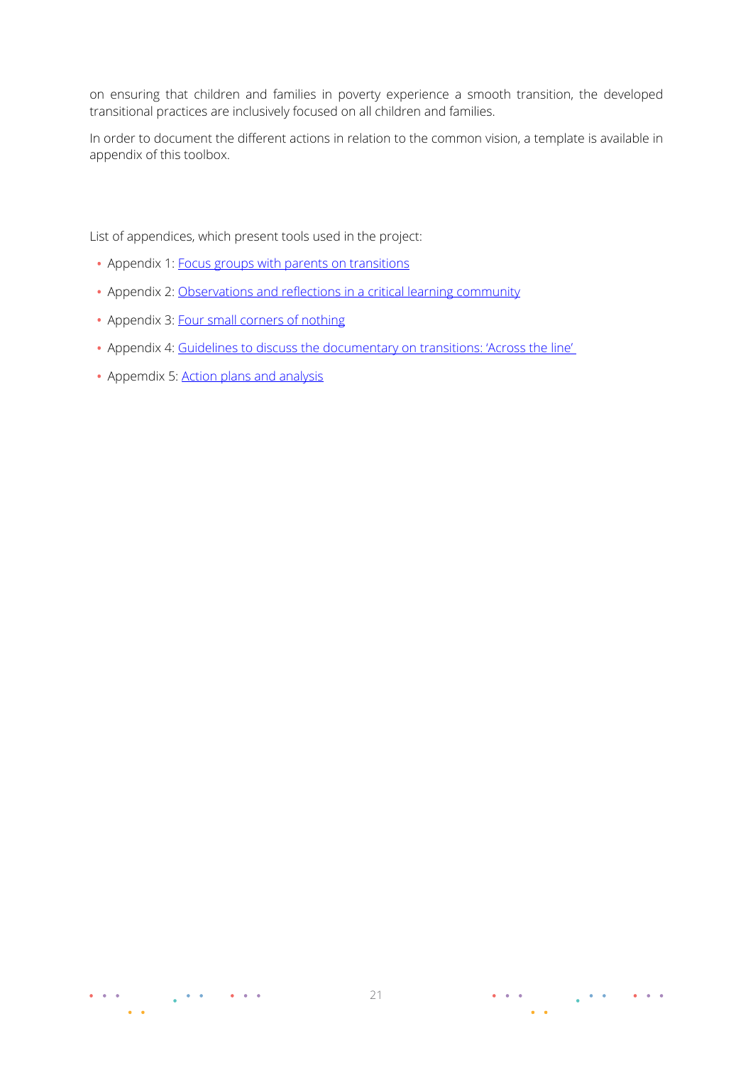on ensuring that children and families in poverty experience a smooth transition, the developed transitional practices are inclusively focused on all children and families.

In order to document the different actions in relation to the common vision, a template is available in appendix of this toolbox.

List of appendices, which present tools used in the project:

- Appendix 1: Focus groups with parents on transitions
- Appendix 2: Observations and reflections in a critical learning community
- Appendix 3: Four small corners of nothing
- Appendix 4: Guidelines to discuss the documentary on transitions: 'Across the line'
- Appemdix 5: Action plans and analysis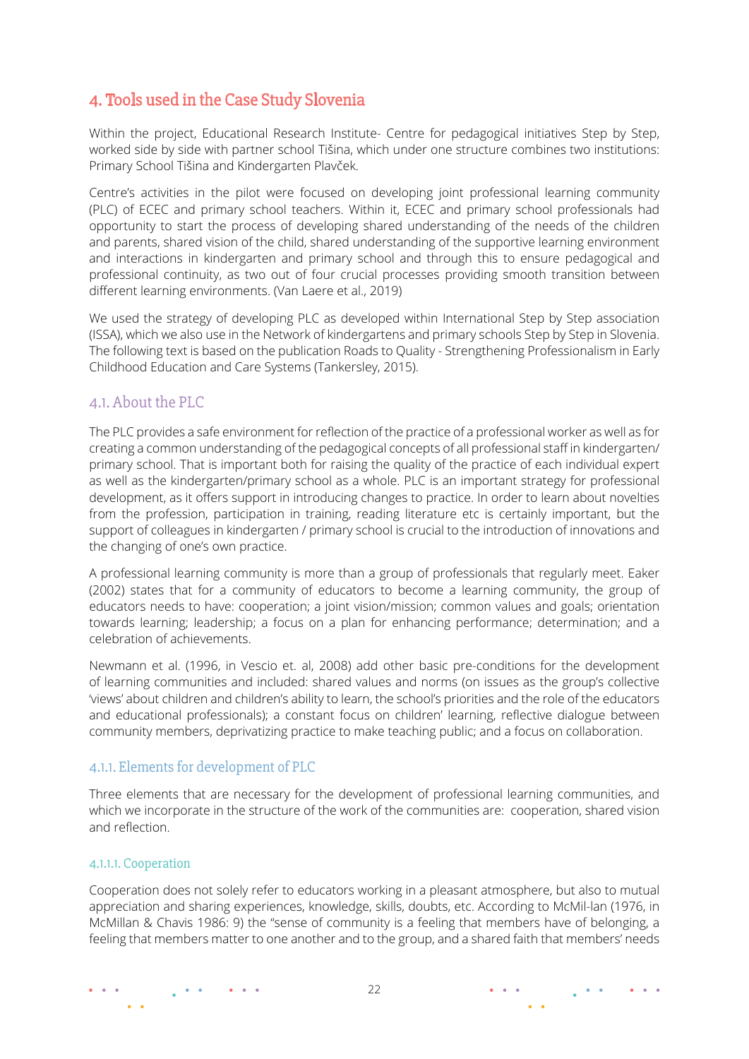## 4. Tools used in the Case Study Slovenia

Within the project, Educational Research Institute- Centre for pedagogical initiatives Step by Step, worked side by side with partner school Tišina, which under one structure combines two institutions: Primary School Tišina and Kindergarten Plavček.

Centre's activities in the pilot were focused on developing joint professional learning community (PLC) of ECEC and primary school teachers. Within it, ECEC and primary school professionals had opportunity to start the process of developing shared understanding of the needs of the children and parents, shared vision of the child, shared understanding of the supportive learning environment and interactions in kindergarten and primary school and through this to ensure pedagogical and professional continuity, as two out of four crucial processes providing smooth transition between different learning environments. (Van Laere et al., 2019)

We used the strategy of developing PLC as developed within International Step by Step association (ISSA), which we also use in the Network of kindergartens and primary schools Step by Step in Slovenia. The following text is based on the publication Roads to Quality - Strengthening Professionalism in Early Childhood Education and Care Systems (Tankersley, 2015).

### 4.1. About the PLC

The PLC provides a safe environment for reflection of the practice of a professional worker as well as for creating a common understanding of the pedagogical concepts of all professional staff in kindergarten/ primary school. That is important both for raising the quality of the practice of each individual expert as well as the kindergarten/primary school as a whole. PLC is an important strategy for professional development, as it offers support in introducing changes to practice. In order to learn about novelties from the profession, participation in training, reading literature etc is certainly important, but the support of colleagues in kindergarten / primary school is crucial to the introduction of innovations and the changing of one's own practice.

A professional learning community is more than a group of professionals that regularly meet. Eaker (2002) states that for a community of educators to become a learning community, the group of educators needs to have: cooperation; a joint vision/mission; common values and goals; orientation towards learning; leadership; a focus on a plan for enhancing performance; determination; and a celebration of achievements.

Newmann et al. (1996, in Vescio et. al, 2008) add other basic pre-conditions for the development of learning communities and included: shared values and norms (on issues as the group's collective 'views' about children and children's ability to learn, the school's priorities and the role of the educators and educational professionals); a constant focus on children' learning, reflective dialogue between community members, deprivatizing practice to make teaching public; and a focus on collaboration.

#### 4.1.1. Elements for development of PLC

Three elements that are necessary for the development of professional learning communities, and which we incorporate in the structure of the work of the communities are: cooperation, shared vision and reflection.

##### 4.1.1.1. Cooperation

Cooperation does not solely refer to educators working in a pleasant atmosphere, but also to mutual appreciation and sharing experiences, knowledge, skills, doubts, etc. According to McMil-lan (1976, in McMillan & Chavis 1986: 9) the "sense of community is a feeling that members have of belonging, a feeling that members matter to one another and to the group, and a shared faith that members' needs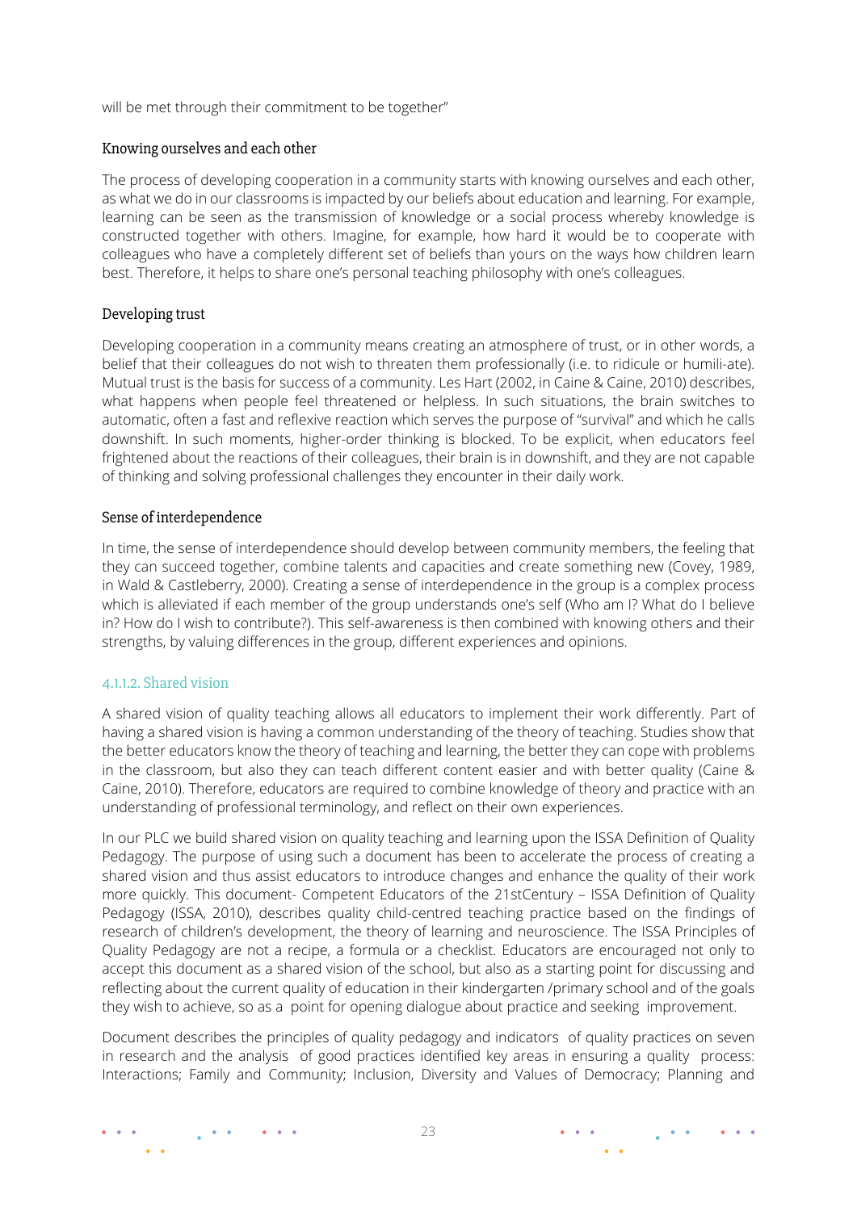will be met through their commitment to be together"

### Knowing ourselves and each other

The process of developing cooperation in a community starts with knowing ourselves and each other, as what we do in our classrooms is impacted by our beliefs about education and learning. For example, learning can be seen as the transmission of knowledge or a social process whereby knowledge is constructed together with others. Imagine, for example, how hard it would be to cooperate with colleagues who have a completely different set of beliefs than yours on the ways how children learn best. Therefore, it helps to share one's personal teaching philosophy with one's colleagues.

### Developing trust

Developing cooperation in a community means creating an atmosphere of trust, or in other words, a belief that their colleagues do not wish to threaten them professionally (i.e. to ridicule or humili-ate). Mutual trust is the basis for success of a community. Les Hart (2002, in Caine & Caine, 2010) describes, what happens when people feel threatened or helpless. In such situations, the brain switches to automatic, often a fast and reflexive reaction which serves the purpose of "survival" and which he calls downshift. In such moments, higher-order thinking is blocked. To be explicit, when educators feel frightened about the reactions of their colleagues, their brain is in downshift, and they are not capable of thinking and solving professional challenges they encounter in their daily work.

### Sense of interdependence

In time, the sense of interdependence should develop between community members, the feeling that they can succeed together, combine talents and capacities and create something new (Covey, 1989, in Wald & Castleberry, 2000). Creating a sense of interdependence in the group is a complex process which is alleviated if each member of the group understands one's self (Who am I? What do I believe in? How do I wish to contribute?). This self-awareness is then combined with knowing others and their strengths, by valuing differences in the group, different experiences and opinions.

#### 4.1.1.2. Shared vision

A shared vision of quality teaching allows all educators to implement their work differently. Part of having a shared vision is having a common understanding of the theory of teaching. Studies show that the better educators know the theory of teaching and learning, the better they can cope with problems in the classroom, but also they can teach different content easier and with better quality (Caine & Caine, 2010). Therefore, educators are required to combine knowledge of theory and practice with an understanding of professional terminology, and reflect on their own experiences.

In our PLC we build shared vision on quality teaching and learning upon the ISSA Definition of Quality Pedagogy. The purpose of using such a document has been to accelerate the process of creating a shared vision and thus assist educators to introduce changes and enhance the quality of their work more quickly. This document- Competent Educators of the 21stCentury – ISSA Definition of Quality Pedagogy (ISSA, 2010), describes quality child-centred teaching practice based on the findings of research of children's development, the theory of learning and neuroscience. The ISSA Principles of Quality Pedagogy are not a recipe, a formula or a checklist. Educators are encouraged not only to accept this document as a shared vision of the school, but also as a starting point for discussing and reflecting about the current quality of education in their kindergarten /primary school and of the goals they wish to achieve, so as a point for opening dialogue about practice and seeking improvement.

Document describes the principles of quality pedagogy and indicators of quality practices on seven in research and the analysis of good practices identified key areas in ensuring a quality process: Interactions; Family and Community; Inclusion, Diversity and Values of Democracy; Planning and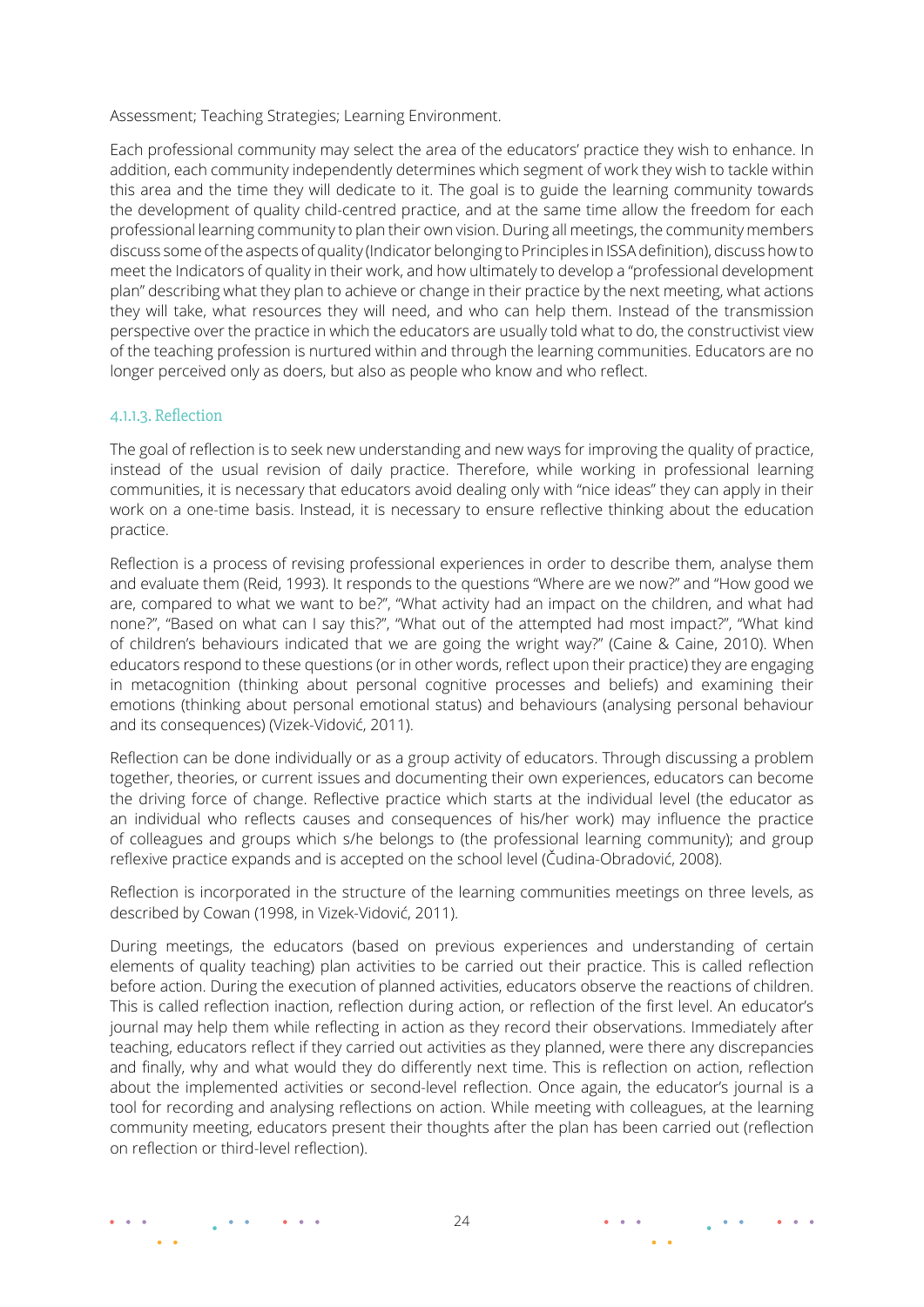Assessment; Teaching Strategies; Learning Environment.

Each professional community may select the area of the educators' practice they wish to enhance. In addition, each community independently determines which segment of work they wish to tackle within this area and the time they will dedicate to it. The goal is to guide the learning community towards the development of quality child-centred practice, and at the same time allow the freedom for each professional learning community to plan their own vision. During all meetings, the community members discuss some of the aspects of quality (Indicator belonging to Principles in ISSA definition), discuss how to meet the Indicators of quality in their work, and how ultimately to develop a "professional development plan" describing what they plan to achieve or change in their practice by the next meeting, what actions they will take, what resources they will need, and who can help them. Instead of the transmission perspective over the practice in which the educators are usually told what to do, the constructivist view of the teaching profession is nurtured within and through the learning communities. Educators are no longer perceived only as doers, but also as people who know and who reflect.

#### 4.1.1.3. Reflection

The goal of reflection is to seek new understanding and new ways for improving the quality of practice, instead of the usual revision of daily practice. Therefore, while working in professional learning communities, it is necessary that educators avoid dealing only with "nice ideas" they can apply in their work on a one-time basis. Instead, it is necessary to ensure reflective thinking about the education practice.

Reflection is a process of revising professional experiences in order to describe them, analyse them and evaluate them (Reid, 1993). It responds to the questions "Where are we now?" and "How good we are, compared to what we want to be?", "What activity had an impact on the children, and what had none?", "Based on what can I say this?", "What out of the attempted had most impact?", "What kind of children's behaviours indicated that we are going the wright way?" (Caine & Caine, 2010). When educators respond to these questions (or in other words, reflect upon their practice) they are engaging in metacognition (thinking about personal cognitive processes and beliefs) and examining their emotions (thinking about personal emotional status) and behaviours (analysing personal behaviour and its consequences) (Vizek-Vidović, 2011).

Reflection can be done individually or as a group activity of educators. Through discussing a problem together, theories, or current issues and documenting their own experiences, educators can become the driving force of change. Reflective practice which starts at the individual level (the educator as an individual who reflects causes and consequences of his/her work) may influence the practice of colleagues and groups which s/he belongs to (the professional learning community); and group reflexive practice expands and is accepted on the school level (Čudina-Obradović, 2008).

Reflection is incorporated in the structure of the learning communities meetings on three levels, as described by Cowan (1998, in Vizek-Vidović, 2011).

During meetings, the educators (based on previous experiences and understanding of certain elements of quality teaching) plan activities to be carried out their practice. This is called reflection before action. During the execution of planned activities, educators observe the reactions of children. This is called reflection inaction, reflection during action, or reflection of the first level. An educator's journal may help them while reflecting in action as they record their observations. Immediately after teaching, educators reflect if they carried out activities as they planned, were there any discrepancies and finally, why and what would they do differently next time. This is reflection on action, reflection about the implemented activities or second-level reflection. Once again, the educator's journal is a tool for recording and analysing reflections on action. While meeting with colleagues, at the learning community meeting, educators present their thoughts after the plan has been carried out (reflection on reflection or third-level reflection).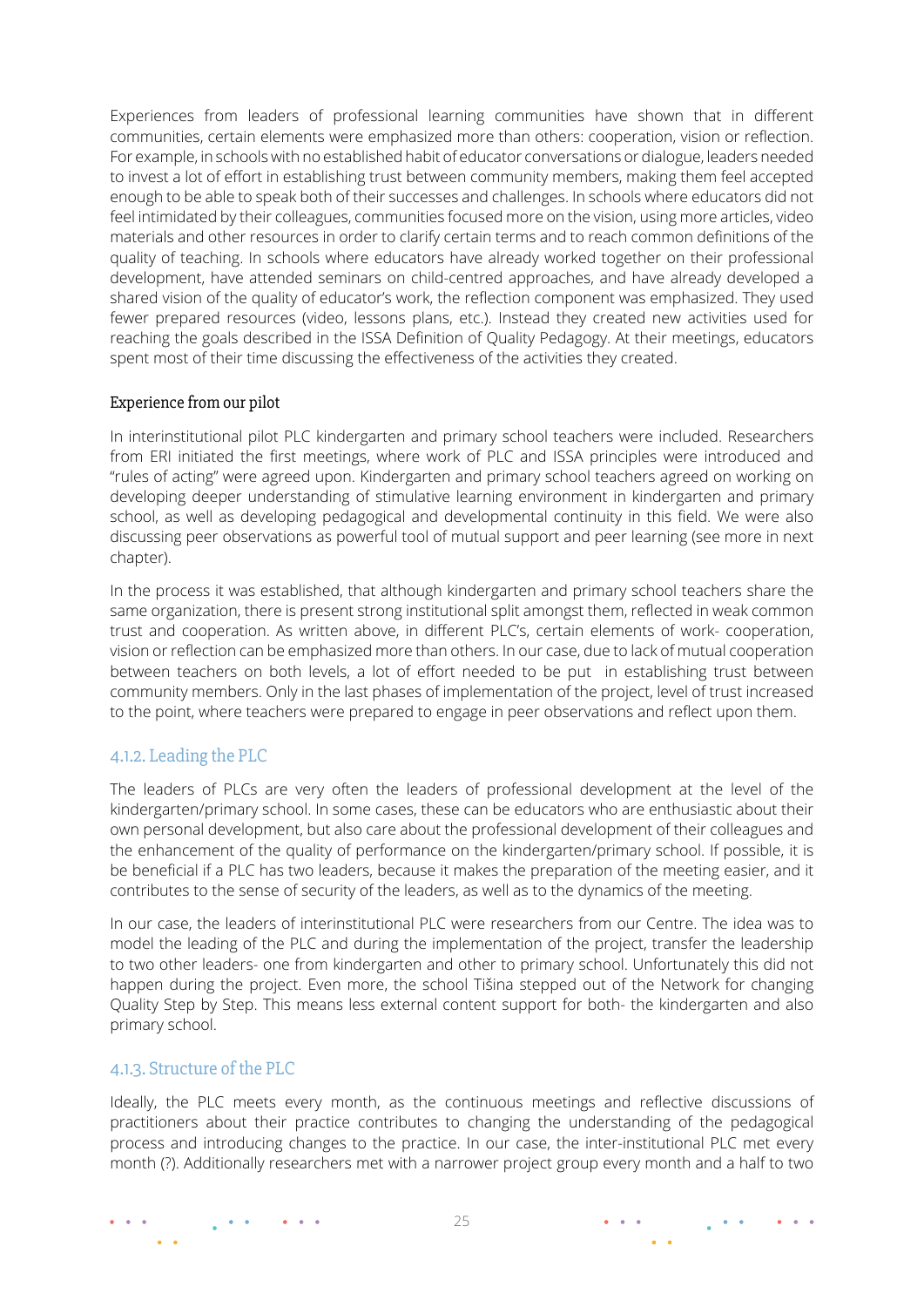Experiences from leaders of professional learning communities have shown that in different communities, certain elements were emphasized more than others: cooperation, vision or reflection. For example, in schools with no established habit of educator conversations or dialogue, leaders needed to invest a lot of effort in establishing trust between community members, making them feel accepted enough to be able to speak both of their successes and challenges. In schools where educators did not feel intimidated by their colleagues, communities focused more on the vision, using more articles, video materials and other resources in order to clarify certain terms and to reach common definitions of the quality of teaching. In schools where educators have already worked together on their professional development, have attended seminars on child-centred approaches, and have already developed a shared vision of the quality of educator's work, the reflection component was emphasized. They used fewer prepared resources (video, lessons plans, etc.). Instead they created new activities used for reaching the goals described in the ISSA Definition of Quality Pedagogy. At their meetings, educators spent most of their time discussing the effectiveness of the activities they created.

#### Experience from our pilot

In interinstitutional pilot PLC kindergarten and primary school teachers were included. Researchers from ERI initiated the first meetings, where work of PLC and ISSA principles were introduced and "rules of acting" were agreed upon. Kindergarten and primary school teachers agreed on working on developing deeper understanding of stimulative learning environment in kindergarten and primary school, as well as developing pedagogical and developmental continuity in this field. We were also discussing peer observations as powerful tool of mutual support and peer learning (see more in next chapter).

In the process it was established, that although kindergarten and primary school teachers share the same organization, there is present strong institutional split amongst them, reflected in weak common trust and cooperation. As written above, in different PLC's, certain elements of work- cooperation, vision or reflection can be emphasized more than others. In our case, due to lack of mutual cooperation between teachers on both levels, a lot of effort needed to be put in establishing trust between community members. Only in the last phases of implementation of the project, level of trust increased to the point, where teachers were prepared to engage in peer observations and reflect upon them.

### 4.1.2. Leading the PLC

The leaders of PLCs are very often the leaders of professional development at the level of the kindergarten/primary school. In some cases, these can be educators who are enthusiastic about their own personal development, but also care about the professional development of their colleagues and the enhancement of the quality of performance on the kindergarten/primary school. If possible, it is be beneficial if a PLC has two leaders, because it makes the preparation of the meeting easier, and it contributes to the sense of security of the leaders, as well as to the dynamics of the meeting.

In our case, the leaders of interinstitutional PLC were researchers from our Centre. The idea was to model the leading of the PLC and during the implementation of the project, transfer the leadership to two other leaders- one from kindergarten and other to primary school. Unfortunately this did not happen during the project. Even more, the school Tišina stepped out of the Network for changing Quality Step by Step. This means less external content support for both- the kindergarten and also primary school.

### 4.1.3. Structure of the PLC

Ideally, the PLC meets every month, as the continuous meetings and reflective discussions of practitioners about their practice contributes to changing the understanding of the pedagogical process and introducing changes to the practice. In our case, the inter-institutional PLC met every month (?). Additionally researchers met with a narrower project group every month and a half to two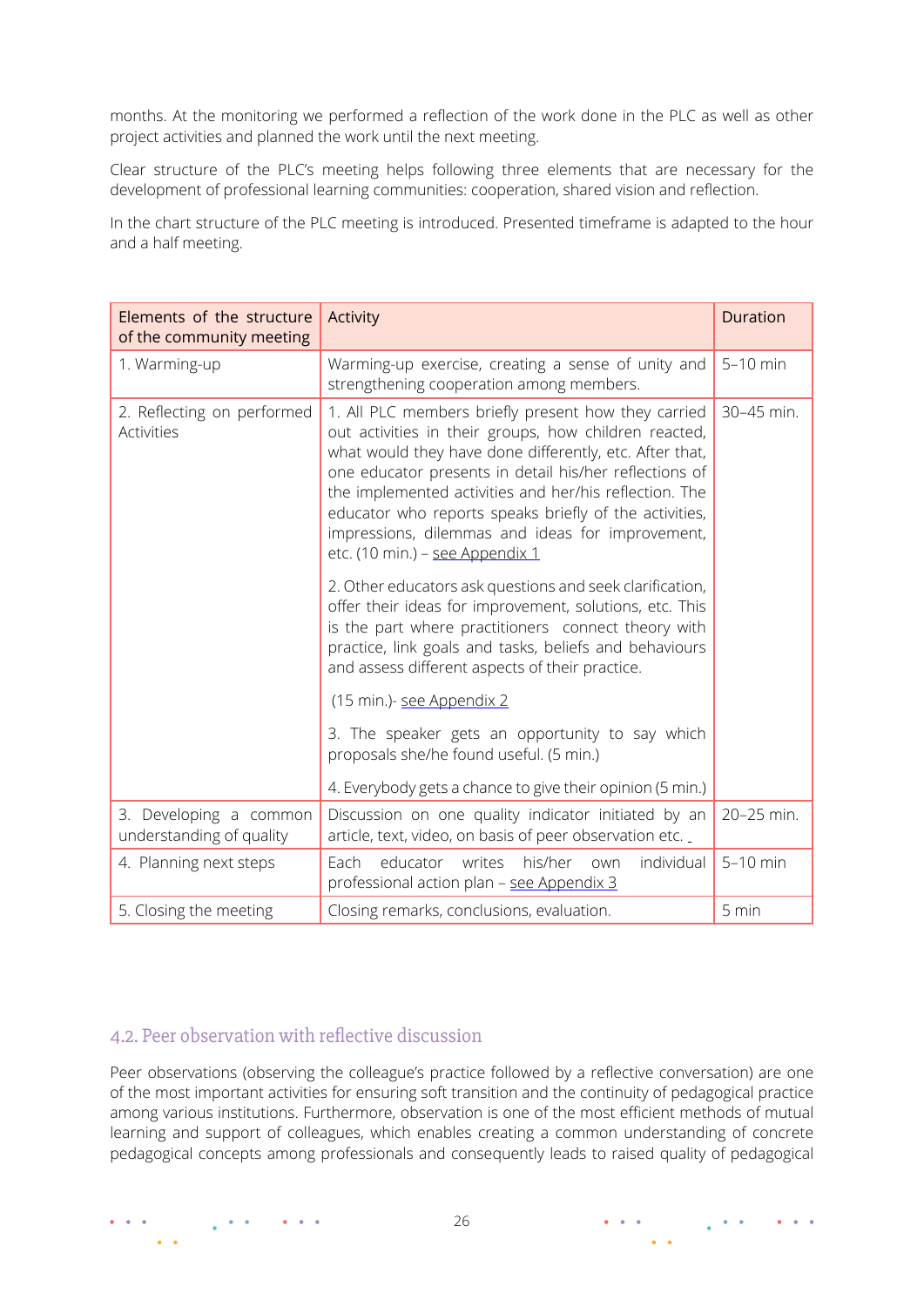months. At the monitoring we performed a reflection of the work done in the PLC as well as other project activities and planned the work until the next meeting.

Clear structure of the PLC's meeting helps following three elements that are necessary for the development of professional learning communities: cooperation, shared vision and reflection.

In the chart structure of the PLC meeting is introduced. Presented timeframe is adapted to the hour and a half meeting.

| Elements of the structure of the community meeting | Activity | Duration |
|---|---|---|
| 1. Warming-up | Warming-up exercise, creating a sense of unity and strengthening cooperation among members. | 5–10 min |
| 2. Reflecting on performed Activities | 1. All PLC members briefly present how they carried out activities in their groups, how children reacted, what would they have done differently, etc. After that, one educator presents in detail his/her reflections of the implemented activities and her/his reflection. The educator who reports speaks briefly of the activities, impressions, dilemmas and ideas for improvement, etc. (10 min.) – see Appendix 1<br><br>2. Other educators ask questions and seek clarification, offer their ideas for improvement, solutions, etc. This is the part where practitioners connect theory with practice, link goals and tasks, beliefs and behaviours and assess different aspects of their practice.<br><br>(15 min.)- see Appendix 2<br><br>3. The speaker gets an opportunity to say which proposals she/he found useful. (5 min.)<br><br>4. Everybody gets a chance to give their opinion (5 min.) | 30–45 min. |
| 3. Developing a common understanding of quality | Discussion on one quality indicator initiated by an article, text, video, on basis of peer observation etc. | 20–25 min. |
| 4. Planning next steps | Each educator writes his/her own individual professional action plan – see Appendix 3 | 5–10 min |
| 5. Closing the meeting | Closing remarks, conclusions, evaluation. | 5 min |

## 4.2. Peer observation with reflective discussion

Peer observations (observing the colleague's practice followed by a reflective conversation) are one of the most important activities for ensuring soft transition and the continuity of pedagogical practice among various institutions. Furthermore, observation is one of the most efficient methods of mutual learning and support of colleagues, which enables creating a common understanding of concrete pedagogical concepts among professionals and consequently leads to raised quality of pedagogical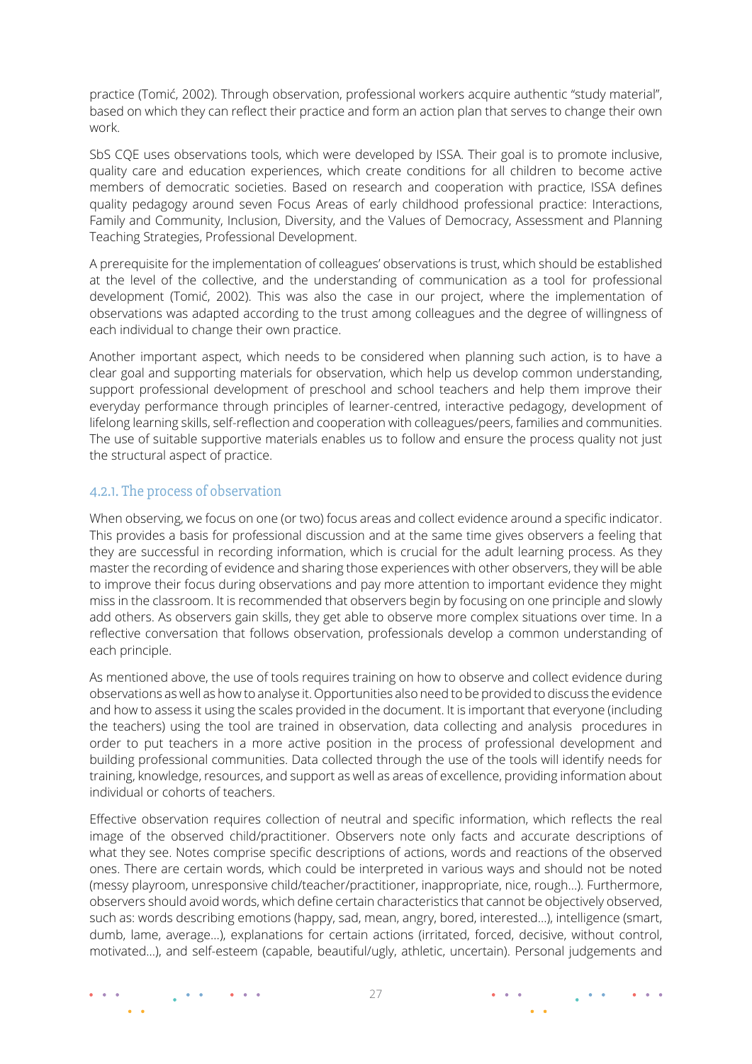practice (Tomić, 2002). Through observation, professional workers acquire authentic "study material", based on which they can reflect their practice and form an action plan that serves to change their own work.

SbS CQE uses observations tools, which were developed by ISSA. Their goal is to promote inclusive, quality care and education experiences, which create conditions for all children to become active members of democratic societies. Based on research and cooperation with practice, ISSA defines quality pedagogy around seven Focus Areas of early childhood professional practice: Interactions, Family and Community, Inclusion, Diversity, and the Values of Democracy, Assessment and Planning Teaching Strategies, Professional Development.

A prerequisite for the implementation of colleagues' observations is trust, which should be established at the level of the collective, and the understanding of communication as a tool for professional development (Tomić, 2002). This was also the case in our project, where the implementation of observations was adapted according to the trust among colleagues and the degree of willingness of each individual to change their own practice.

Another important aspect, which needs to be considered when planning such action, is to have a clear goal and supporting materials for observation, which help us develop common understanding, support professional development of preschool and school teachers and help them improve their everyday performance through principles of learner-centred, interactive pedagogy, development of lifelong learning skills, self-reflection and cooperation with colleagues/peers, families and communities. The use of suitable supportive materials enables us to follow and ensure the process quality not just the structural aspect of practice.

### 4.2.1. The process of observation

When observing, we focus on one (or two) focus areas and collect evidence around a specific indicator. This provides a basis for professional discussion and at the same time gives observers a feeling that they are successful in recording information, which is crucial for the adult learning process. As they master the recording of evidence and sharing those experiences with other observers, they will be able to improve their focus during observations and pay more attention to important evidence they might miss in the classroom. It is recommended that observers begin by focusing on one principle and slowly add others. As observers gain skills, they get able to observe more complex situations over time. In a reflective conversation that follows observation, professionals develop a common understanding of each principle.

As mentioned above, the use of tools requires training on how to observe and collect evidence during observations as well as how to analyse it. Opportunities also need to be provided to discuss the evidence and how to assess it using the scales provided in the document. It is important that everyone (including the teachers) using the tool are trained in observation, data collecting and analysis procedures in order to put teachers in a more active position in the process of professional development and building professional communities. Data collected through the use of the tools will identify needs for training, knowledge, resources, and support as well as areas of excellence, providing information about individual or cohorts of teachers.

Effective observation requires collection of neutral and specific information, which reflects the real image of the observed child/practitioner. Observers note only facts and accurate descriptions of what they see. Notes comprise specific descriptions of actions, words and reactions of the observed ones. There are certain words, which could be interpreted in various ways and should not be noted (messy playroom, unresponsive child/teacher/practitioner, inappropriate, nice, rough...). Furthermore, observers should avoid words, which define certain characteristics that cannot be objectively observed, such as: words describing emotions (happy, sad, mean, angry, bored, interested...), intelligence (smart, dumb, lame, average...), explanations for certain actions (irritated, forced, decisive, without control, motivated...), and self-esteem (capable, beautiful/ugly, athletic, uncertain). Personal judgements and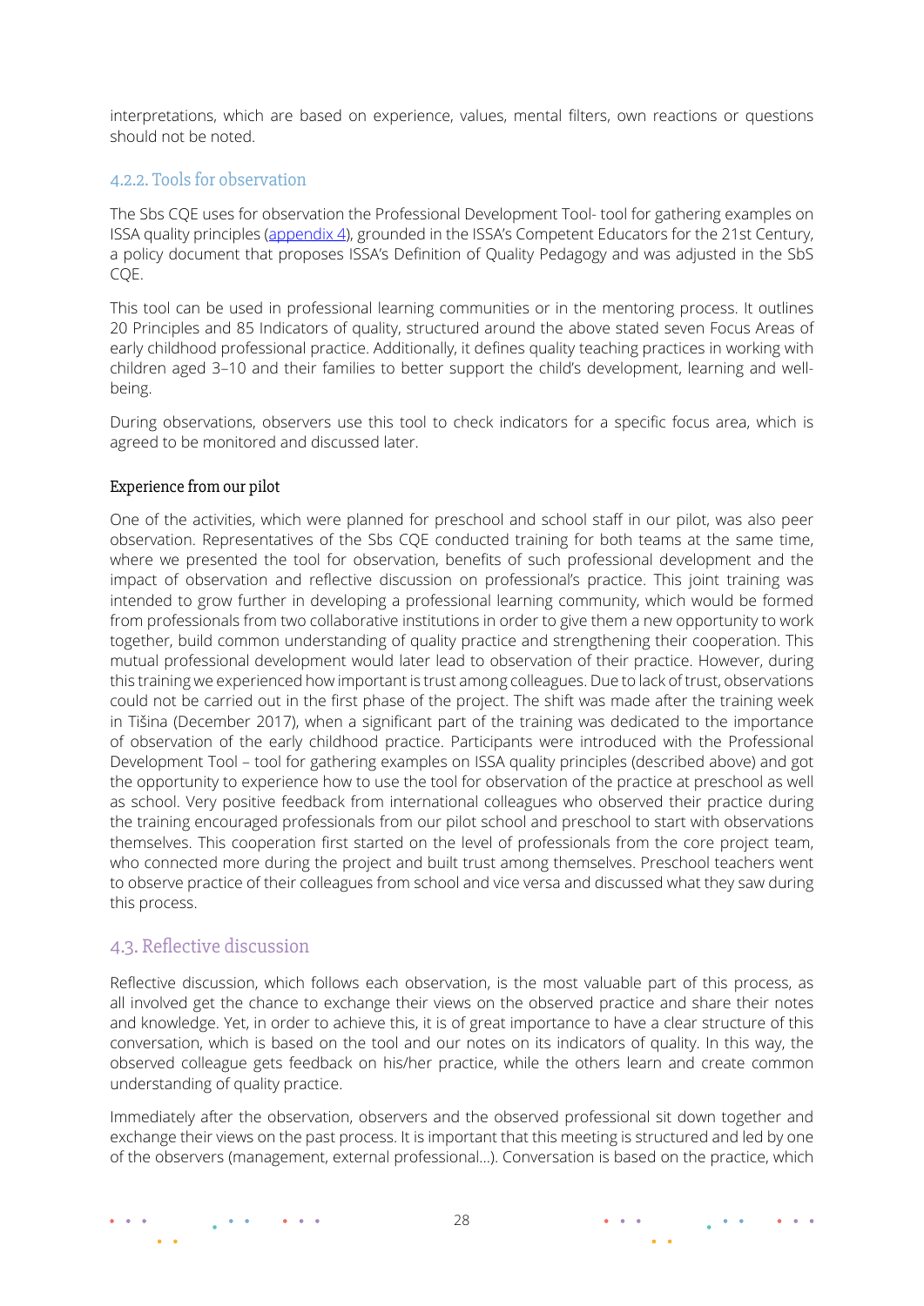interpretations, which are based on experience, values, mental filters, own reactions or questions should not be noted.

### 4.2.2. Tools for observation

The Sbs CQE uses for observation the Professional Development Tool- tool for gathering examples on ISSA quality principles (appendix 4), grounded in the ISSA's Competent Educators for the 21st Century, a policy document that proposes ISSA's Definition of Quality Pedagogy and was adjusted in the SbS CQE.

This tool can be used in professional learning communities or in the mentoring process. It outlines 20 Principles and 85 Indicators of quality, structured around the above stated seven Focus Areas of early childhood professional practice. Additionally, it defines quality teaching practices in working with children aged 3–10 and their families to better support the child's development, learning and well-being.

During observations, observers use this tool to check indicators for a specific focus area, which is agreed to be monitored and discussed later.

#### Experience from our pilot

One of the activities, which were planned for preschool and school staff in our pilot, was also peer observation. Representatives of the Sbs CQE conducted training for both teams at the same time, where we presented the tool for observation, benefits of such professional development and the impact of observation and reflective discussion on professional's practice. This joint training was intended to grow further in developing a professional learning community, which would be formed from professionals from two collaborative institutions in order to give them a new opportunity to work together, build common understanding of quality practice and strengthening their cooperation. This mutual professional development would later lead to observation of their practice. However, during this training we experienced how important is trust among colleagues. Due to lack of trust, observations could not be carried out in the first phase of the project. The shift was made after the training week in Tišina (December 2017), when a significant part of the training was dedicated to the importance of observation of the early childhood practice. Participants were introduced with the Professional Development Tool – tool for gathering examples on ISSA quality principles (described above) and got the opportunity to experience how to use the tool for observation of the practice at preschool as well as school. Very positive feedback from international colleagues who observed their practice during the training encouraged professionals from our pilot school and preschool to start with observations themselves. This cooperation first started on the level of professionals from the core project team, who connected more during the project and built trust among themselves. Preschool teachers went to observe practice of their colleagues from school and vice versa and discussed what they saw during this process.

## 4.3. Reflective discussion

Reflective discussion, which follows each observation, is the most valuable part of this process, as all involved get the chance to exchange their views on the observed practice and share their notes and knowledge. Yet, in order to achieve this, it is of great importance to have a clear structure of this conversation, which is based on the tool and our notes on its indicators of quality. In this way, the observed colleague gets feedback on his/her practice, while the others learn and create common understanding of quality practice.

Immediately after the observation, observers and the observed professional sit down together and exchange their views on the past process. It is important that this meeting is structured and led by one of the observers (management, external professional…). Conversation is based on the practice, which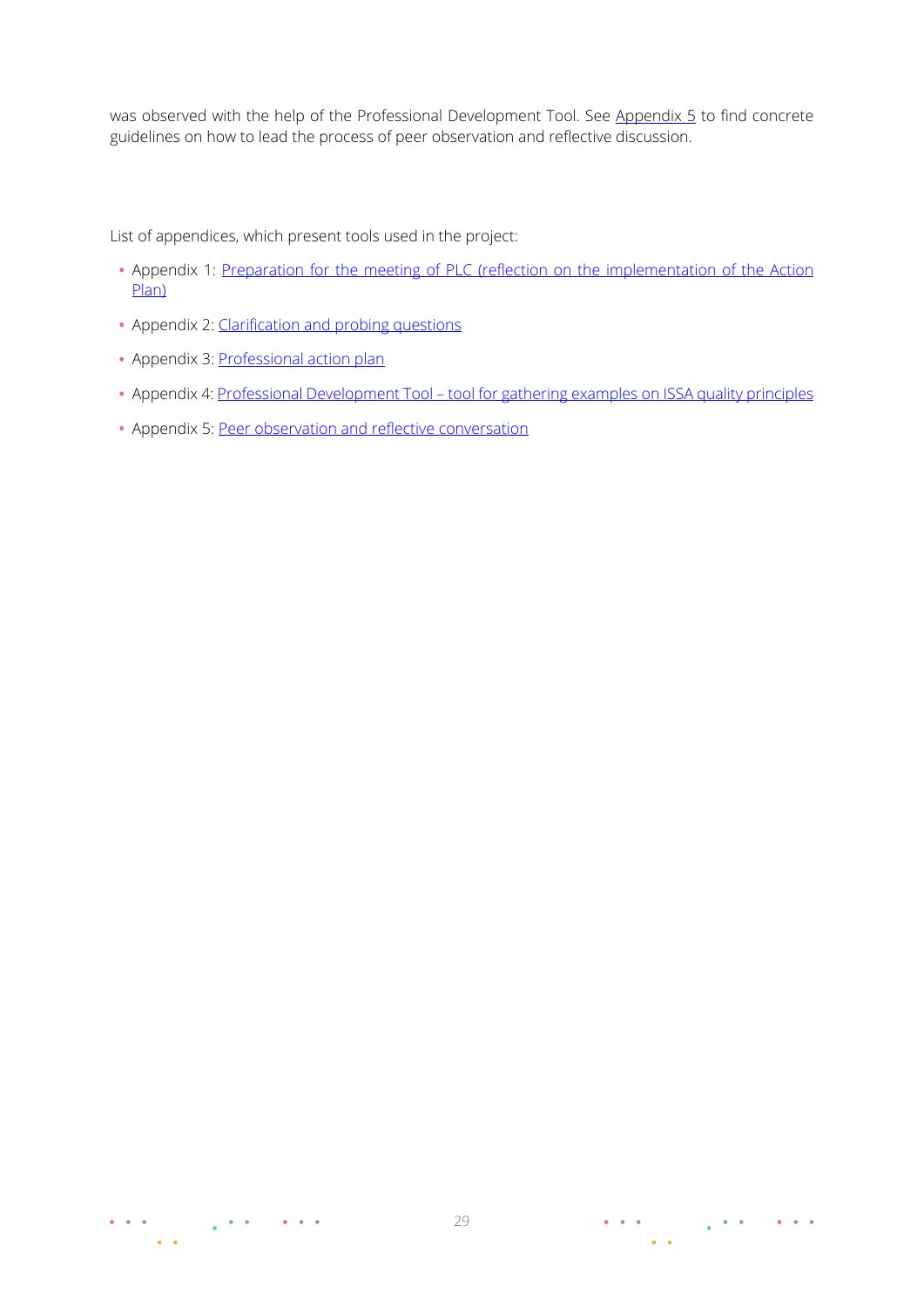was observed with the help of the Professional Development Tool. See Appendix 5 to find concrete guidelines on how to lead the process of peer observation and reflective discussion.

List of appendices, which present tools used in the project:

- Appendix 1: Preparation for the meeting of PLC (reflection on the implementation of the Action Plan)
- Appendix 2: Clarification and probing questions
- Appendix 3: Professional action plan
- Appendix 4: Professional Development Tool – tool for gathering examples on ISSA quality principles
- Appendix 5: Peer observation and reflective conversation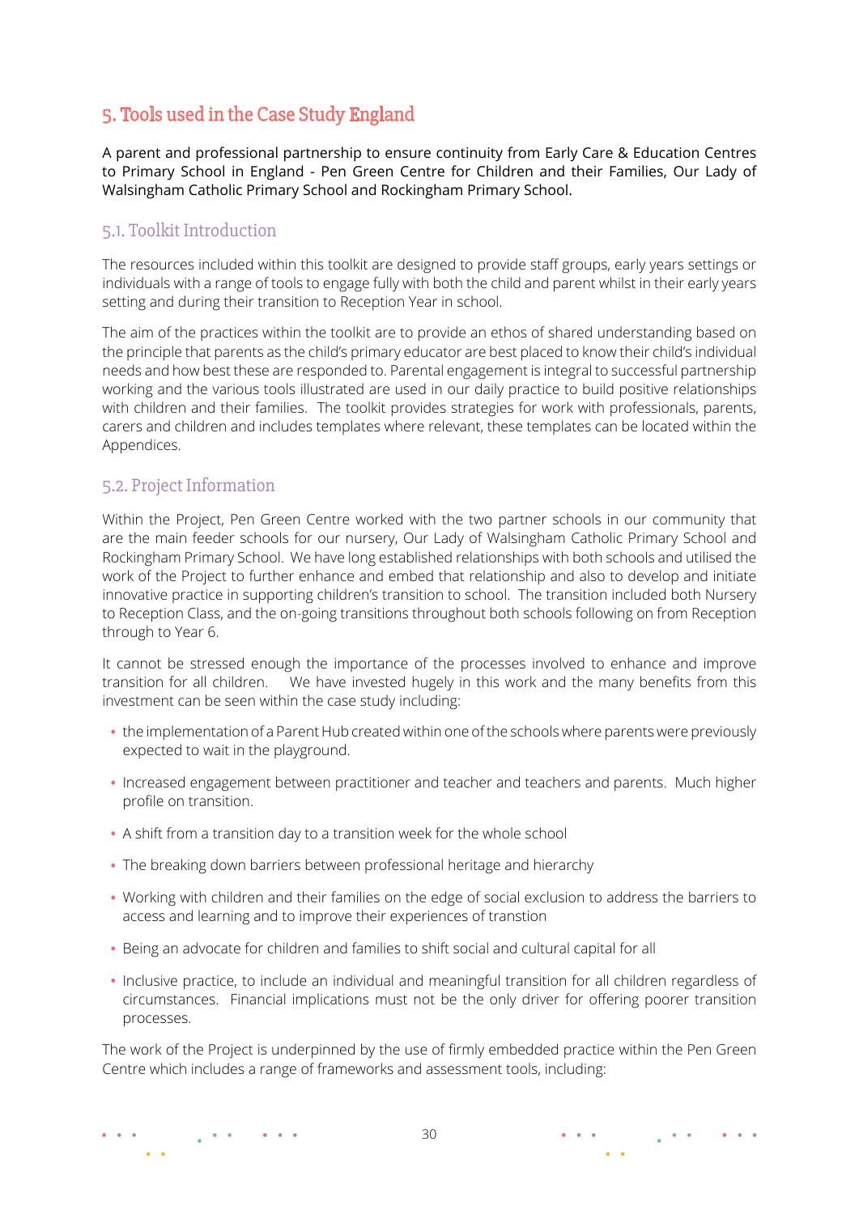## 5. Tools used in the Case Study England

A parent and professional partnership to ensure continuity from Early Care & Education Centres to Primary School in England - Pen Green Centre for Children and their Families, Our Lady of Walsingham Catholic Primary School and Rockingham Primary School.

### 5.1. Toolkit Introduction

The resources included within this toolkit are designed to provide staff groups, early years settings or individuals with a range of tools to engage fully with both the child and parent whilst in their early years setting and during their transition to Reception Year in school.

The aim of the practices within the toolkit are to provide an ethos of shared understanding based on the principle that parents as the child's primary educator are best placed to know their child's individual needs and how best these are responded to. Parental engagement is integral to successful partnership working and the various tools illustrated are used in our daily practice to build positive relationships with children and their families. The toolkit provides strategies for work with professionals, parents, carers and children and includes templates where relevant, these templates can be located within the Appendices.

### 5.2. Project Information

Within the Project, Pen Green Centre worked with the two partner schools in our community that are the main feeder schools for our nursery, Our Lady of Walsingham Catholic Primary School and Rockingham Primary School. We have long established relationships with both schools and utilised the work of the Project to further enhance and embed that relationship and also to develop and initiate innovative practice in supporting children's transition to school. The transition included both Nursery to Reception Class, and the on-going transitions throughout both schools following on from Reception through to Year 6.

It cannot be stressed enough the importance of the processes involved to enhance and improve transition for all children. We have invested hugely in this work and the many benefits from this investment can be seen within the case study including:

- the implementation of a Parent Hub created within one of the schools where parents were previously expected to wait in the playground.
- Increased engagement between practitioner and teacher and teachers and parents. Much higher profile on transition.
- A shift from a transition day to a transition week for the whole school
- The breaking down barriers between professional heritage and hierarchy
- Working with children and their families on the edge of social exclusion to address the barriers to access and learning and to improve their experiences of transtion
- Being an advocate for children and families to shift social and cultural capital for all
- Inclusive practice, to include an individual and meaningful transition for all children regardless of circumstances. Financial implications must not be the only driver for offering poorer transition processes.

The work of the Project is underpinned by the use of firmly embedded practice within the Pen Green Centre which includes a range of frameworks and assessment tools, including: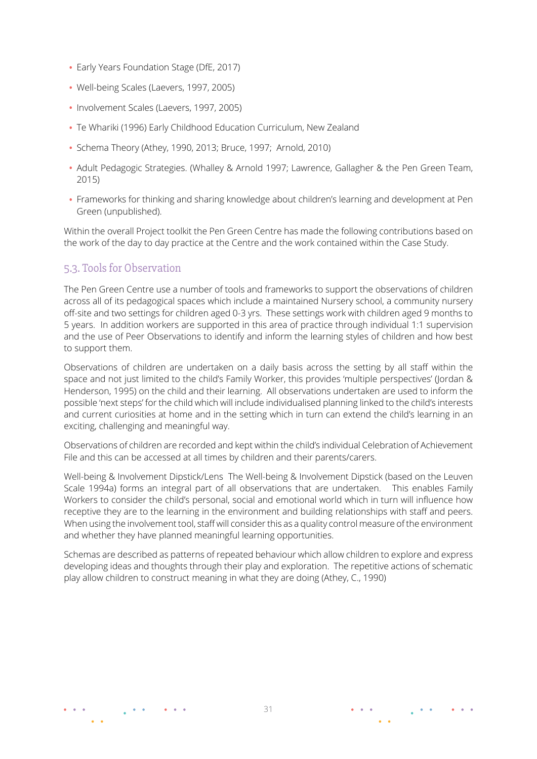- Early Years Foundation Stage (DfE, 2017)
- Well-being Scales (Laevers, 1997, 2005)
- Involvement Scales (Laevers, 1997, 2005)
- Te Whariki (1996) Early Childhood Education Curriculum, New Zealand
- Schema Theory (Athey, 1990, 2013; Bruce, 1997; Arnold, 2010)
- Adult Pedagogic Strategies. (Whalley & Arnold 1997; Lawrence, Gallagher & the Pen Green Team, 2015)
- Frameworks for thinking and sharing knowledge about children's learning and development at Pen Green (unpublished).

Within the overall Project toolkit the Pen Green Centre has made the following contributions based on the work of the day to day practice at the Centre and the work contained within the Case Study.

## 5.3. Tools for Observation

The Pen Green Centre use a number of tools and frameworks to support the observations of children across all of its pedagogical spaces which include a maintained Nursery school, a community nursery off-site and two settings for children aged 0-3 yrs. These settings work with children aged 9 months to 5 years. In addition workers are supported in this area of practice through individual 1:1 supervision and the use of Peer Observations to identify and inform the learning styles of children and how best to support them.

Observations of children are undertaken on a daily basis across the setting by all staff within the space and not just limited to the child's Family Worker, this provides 'multiple perspectives' (Jordan & Henderson, 1995) on the child and their learning. All observations undertaken are used to inform the possible 'next steps' for the child which will include individualised planning linked to the child's interests and current curiosities at home and in the setting which in turn can extend the child's learning in an exciting, challenging and meaningful way.

Observations of children are recorded and kept within the child's individual Celebration of Achievement File and this can be accessed at all times by children and their parents/carers.

Well-being & Involvement Dipstick/Lens The Well-being & Involvement Dipstick (based on the Leuven Scale 1994a) forms an integral part of all observations that are undertaken. This enables Family Workers to consider the child's personal, social and emotional world which in turn will influence how receptive they are to the learning in the environment and building relationships with staff and peers. When using the involvement tool, staff will consider this as a quality control measure of the environment and whether they have planned meaningful learning opportunities.

Schemas are described as patterns of repeated behaviour which allow children to explore and express developing ideas and thoughts through their play and exploration. The repetitive actions of schematic play allow children to construct meaning in what they are doing (Athey, C., 1990)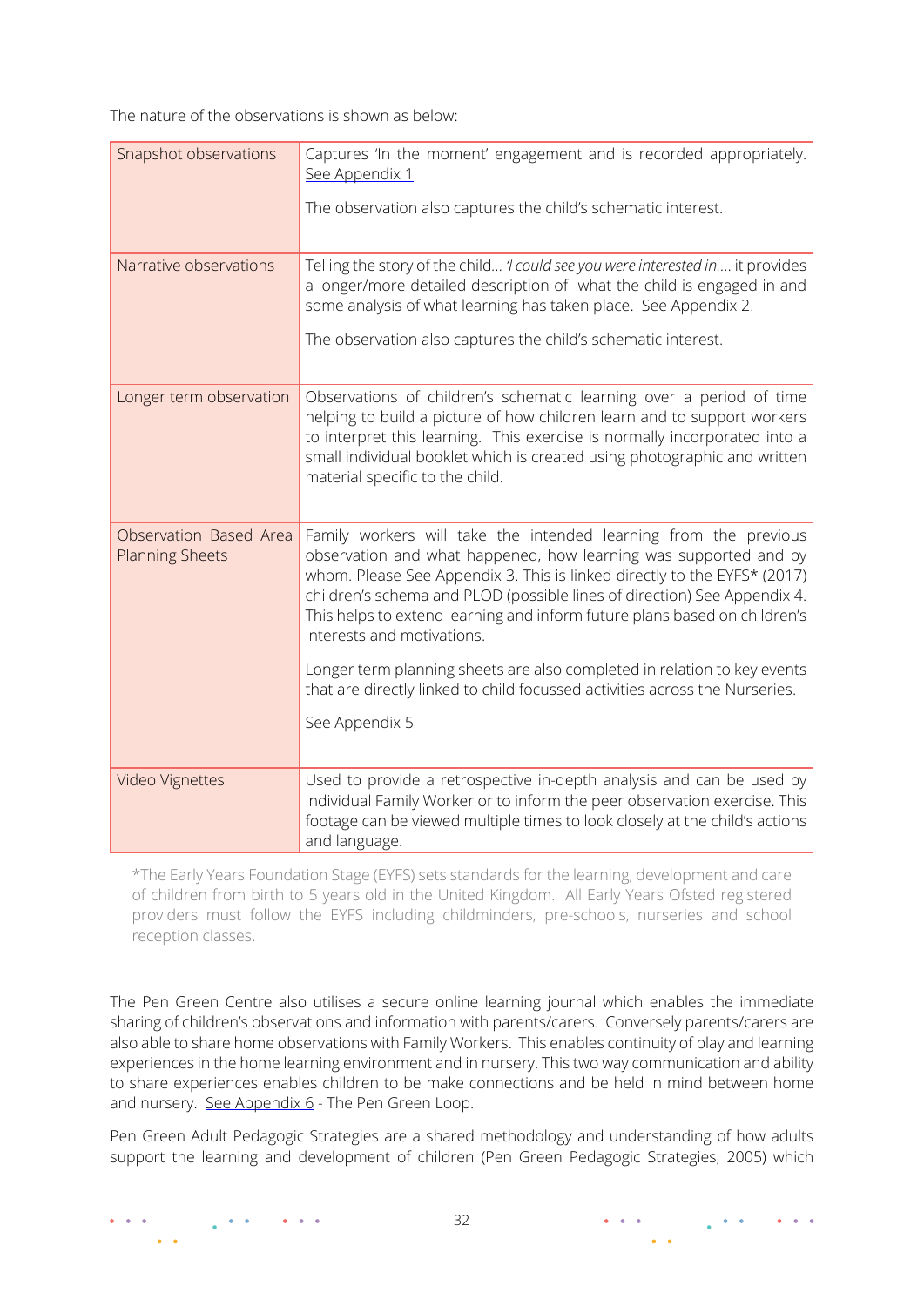The nature of the observations is shown as below:

| Snapshot observations | Captures 'In the moment' engagement and is recorded appropriately. See Appendix 1<br><br>The observation also captures the child's schematic interest. |
|---|---|
| Narrative observations | Telling the story of the child… *'I could see you were interested in….* it provides a longer/more detailed description of what the child is engaged in and some analysis of what learning has taken place. See Appendix 2.<br><br>The observation also captures the child's schematic interest. |
| Longer term observation | Observations of children's schematic learning over a period of time helping to build a picture of how children learn and to support workers to interpret this learning. This exercise is normally incorporated into a small individual booklet which is created using photographic and written material specific to the child. |
| Observation Based Area Planning Sheets | Family workers will take the intended learning from the previous observation and what happened, how learning was supported and by whom. Please See Appendix 3. This is linked directly to the EYFS* (2017) children's schema and PLOD (possible lines of direction) See Appendix 4. This helps to extend learning and inform future plans based on children's interests and motivations.<br><br>Longer term planning sheets are also completed in relation to key events that are directly linked to child focussed activities across the Nurseries.<br><br>See Appendix 5 |
| Video Vignettes | Used to provide a retrospective in-depth analysis and can be used by individual Family Worker or to inform the peer observation exercise. This footage can be viewed multiple times to look closely at the child's actions and language. |

*The Early Years Foundation Stage (EYFS) sets standards for the learning, development and care of children from birth to 5 years old in the United Kingdom. All Early Years Ofsted registered providers must follow the EYFS including childminders, pre-schools, nurseries and school reception classes.

The Pen Green Centre also utilises a secure online learning journal which enables the immediate sharing of children's observations and information with parents/carers. Conversely parents/carers are also able to share home observations with Family Workers. This enables continuity of play and learning experiences in the home learning environment and in nursery. This two way communication and ability to share experiences enables children to be make connections and be held in mind between home and nursery. See Appendix 6 - The Pen Green Loop.

Pen Green Adult Pedagogic Strategies are a shared methodology and understanding of how adults support the learning and development of children (Pen Green Pedagogic Strategies, 2005) which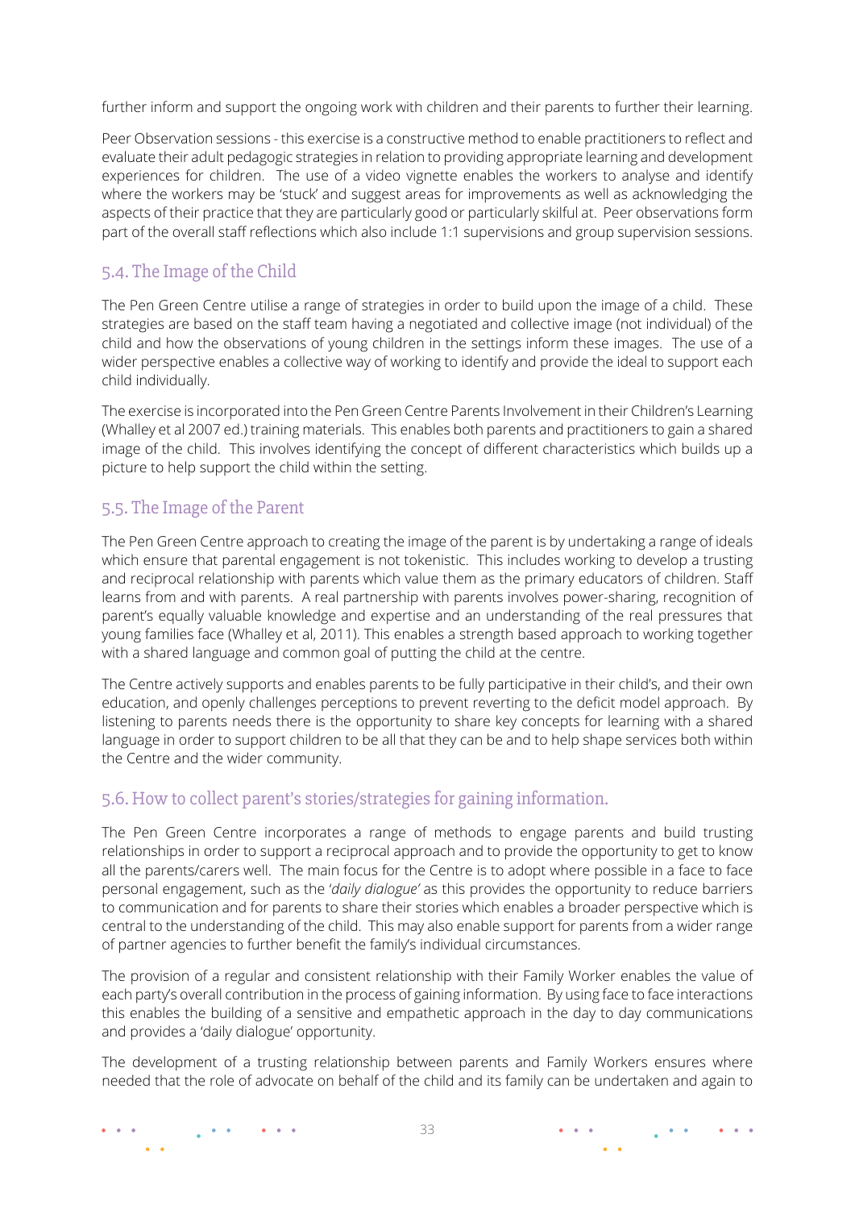further inform and support the ongoing work with children and their parents to further their learning.

Peer Observation sessions - this exercise is a constructive method to enable practitioners to reflect and evaluate their adult pedagogic strategies in relation to providing appropriate learning and development experiences for children. The use of a video vignette enables the workers to analyse and identify where the workers may be 'stuck' and suggest areas for improvements as well as acknowledging the aspects of their practice that they are particularly good or particularly skilful at. Peer observations form part of the overall staff reflections which also include 1:1 supervisions and group supervision sessions.

## 5.4. The Image of the Child

The Pen Green Centre utilise a range of strategies in order to build upon the image of a child. These strategies are based on the staff team having a negotiated and collective image (not individual) of the child and how the observations of young children in the settings inform these images. The use of a wider perspective enables a collective way of working to identify and provide the ideal to support each child individually.

The exercise is incorporated into the Pen Green Centre Parents Involvement in their Children's Learning (Whalley et al 2007 ed.) training materials. This enables both parents and practitioners to gain a shared image of the child. This involves identifying the concept of different characteristics which builds up a picture to help support the child within the setting.

## 5.5. The Image of the Parent

The Pen Green Centre approach to creating the image of the parent is by undertaking a range of ideals which ensure that parental engagement is not tokenistic. This includes working to develop a trusting and reciprocal relationship with parents which value them as the primary educators of children. Staff learns from and with parents. A real partnership with parents involves power-sharing, recognition of parent's equally valuable knowledge and expertise and an understanding of the real pressures that young families face (Whalley et al, 2011). This enables a strength based approach to working together with a shared language and common goal of putting the child at the centre.

The Centre actively supports and enables parents to be fully participative in their child's, and their own education, and openly challenges perceptions to prevent reverting to the deficit model approach. By listening to parents needs there is the opportunity to share key concepts for learning with a shared language in order to support children to be all that they can be and to help shape services both within the Centre and the wider community.

## 5.6. How to collect parent's stories/strategies for gaining information.

The Pen Green Centre incorporates a range of methods to engage parents and build trusting relationships in order to support a reciprocal approach and to provide the opportunity to get to know all the parents/carers well. The main focus for the Centre is to adopt where possible in a face to face personal engagement, such as the '*daily dialogue*' as this provides the opportunity to reduce barriers to communication and for parents to share their stories which enables a broader perspective which is central to the understanding of the child. This may also enable support for parents from a wider range of partner agencies to further benefit the family's individual circumstances.

The provision of a regular and consistent relationship with their Family Worker enables the value of each party's overall contribution in the process of gaining information. By using face to face interactions this enables the building of a sensitive and empathetic approach in the day to day communications and provides a 'daily dialogue' opportunity.

The development of a trusting relationship between parents and Family Workers ensures where needed that the role of advocate on behalf of the child and its family can be undertaken and again to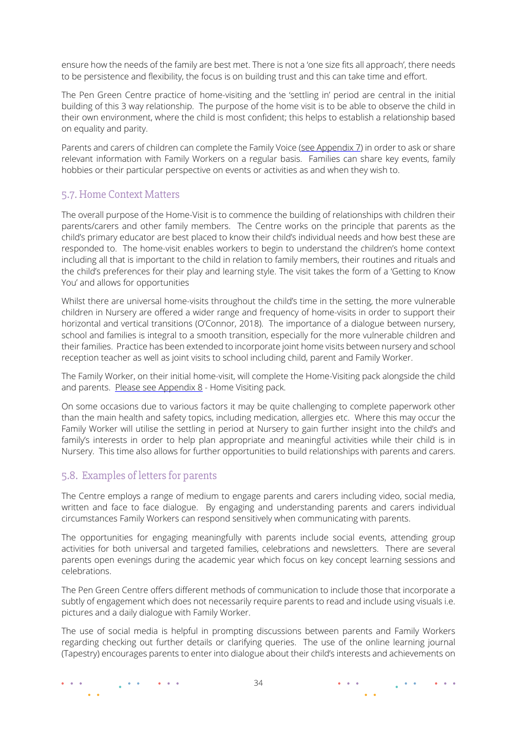ensure how the needs of the family are best met. There is not a 'one size fits all approach', there needs to be persistence and flexibility, the focus is on building trust and this can take time and effort.

The Pen Green Centre practice of home-visiting and the 'settling in' period are central in the initial building of this 3 way relationship. The purpose of the home visit is to be able to observe the child in their own environment, where the child is most confident; this helps to establish a relationship based on equality and parity.

Parents and carers of children can complete the Family Voice (see Appendix 7) in order to ask or share relevant information with Family Workers on a regular basis. Families can share key events, family hobbies or their particular perspective on events or activities as and when they wish to.

## 5.7. Home Context Matters

The overall purpose of the Home-Visit is to commence the building of relationships with children their parents/carers and other family members. The Centre works on the principle that parents as the child's primary educator are best placed to know their child's individual needs and how best these are responded to. The home-visit enables workers to begin to understand the children's home context including all that is important to the child in relation to family members, their routines and rituals and the child's preferences for their play and learning style. The visit takes the form of a 'Getting to Know You' and allows for opportunities

Whilst there are universal home-visits throughout the child's time in the setting, the more vulnerable children in Nursery are offered a wider range and frequency of home-visits in order to support their horizontal and vertical transitions (O'Connor, 2018). The importance of a dialogue between nursery, school and families is integral to a smooth transition, especially for the more vulnerable children and their families. Practice has been extended to incorporate joint home visits between nursery and school reception teacher as well as joint visits to school including child, parent and Family Worker.

The Family Worker, on their initial home-visit, will complete the Home-Visiting pack alongside the child and parents. Please see Appendix 8 - Home Visiting pack.

On some occasions due to various factors it may be quite challenging to complete paperwork other than the main health and safety topics, including medication, allergies etc. Where this may occur the Family Worker will utilise the settling in period at Nursery to gain further insight into the child's and family's interests in order to help plan appropriate and meaningful activities while their child is in Nursery. This time also allows for further opportunities to build relationships with parents and carers.

## 5.8. Examples of letters for parents

The Centre employs a range of medium to engage parents and carers including video, social media, written and face to face dialogue. By engaging and understanding parents and carers individual circumstances Family Workers can respond sensitively when communicating with parents.

The opportunities for engaging meaningfully with parents include social events, attending group activities for both universal and targeted families, celebrations and newsletters. There are several parents open evenings during the academic year which focus on key concept learning sessions and celebrations.

The Pen Green Centre offers different methods of communication to include those that incorporate a subtly of engagement which does not necessarily require parents to read and include using visuals i.e. pictures and a daily dialogue with Family Worker.

The use of social media is helpful in prompting discussions between parents and Family Workers regarding checking out further details or clarifying queries. The use of the online learning journal (Tapestry) encourages parents to enter into dialogue about their child's interests and achievements on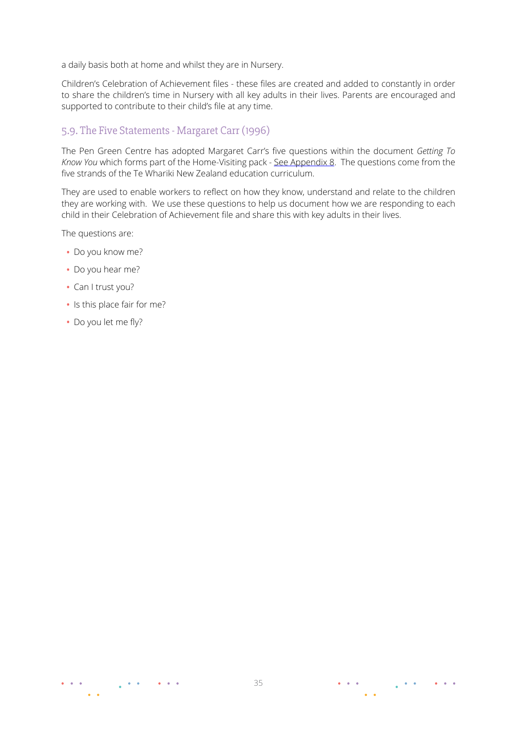a daily basis both at home and whilst they are in Nursery.

Children's Celebration of Achievement files - these files are created and added to constantly in order to share the children's time in Nursery with all key adults in their lives. Parents are encouraged and supported to contribute to their child's file at any time.

## 5.9. The Five Statements - Margaret Carr (1996)

The Pen Green Centre has adopted Margaret Carr's five questions within the document *Getting To Know You* which forms part of the Home-Visiting pack - See Appendix 8. The questions come from the five strands of the Te Whariki New Zealand education curriculum.

They are used to enable workers to reflect on how they know, understand and relate to the children they are working with. We use these questions to help us document how we are responding to each child in their Celebration of Achievement file and share this with key adults in their lives.

The questions are:

- Do you know me?
- Do you hear me?
- Can I trust you?
- Is this place fair for me?
- Do you let me fly?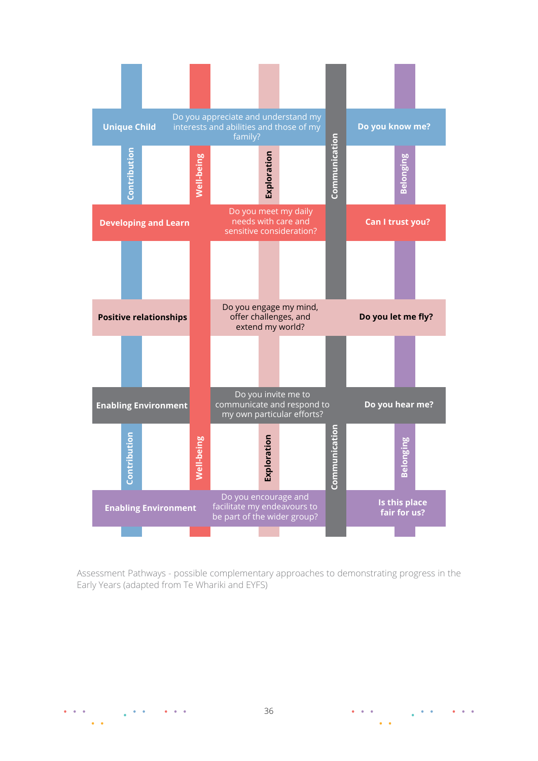| | | | |
|---|---|---|---|
| **Unique Child** | Do you appreciate and understand my interests and abilities and those of my family? | **Do you know me?** | |
| **Developing and Learn** | Do you meet my daily needs with care and sensitive consideration? | **Can I trust you?** | |
| **Positive relationships** | Do you engage my mind, offer challenges, and extend my world? | **Do you let me fly?** | |
| **Enabling Environment** | Do you invite me to communicate and respond to my own particular efforts? | **Do you hear me?** | |
| **Enabling Environment** | Do you encourage and facilitate my endeavours to be part of the wider group? | **Is this place fair for us?** | |

Vertical strands: **Contribution**, **Well-being**, **Exploration**, **Communication**, **Belonging**

Assessment Pathways - possible complementary approaches to demonstrating progress in the Early Years (adapted from Te Whariki and EYFS)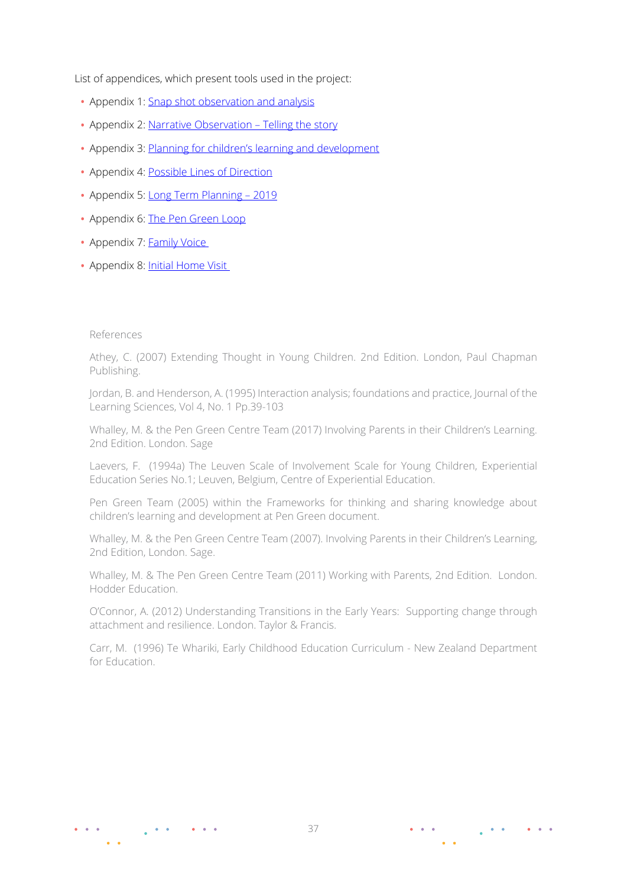List of appendices, which present tools used in the project:

- Appendix 1: Snap shot observation and analysis
- Appendix 2: Narrative Observation – Telling the story
- Appendix 3: Planning for children's learning and development
- Appendix 4: Possible Lines of Direction
- Appendix 5: Long Term Planning – 2019
- Appendix 6: The Pen Green Loop
- Appendix 7: Family Voice
- Appendix 8: Initial Home Visit

References

Athey, C. (2007) Extending Thought in Young Children. 2nd Edition. London, Paul Chapman Publishing.

Jordan, B. and Henderson, A. (1995) Interaction analysis; foundations and practice, Journal of the Learning Sciences, Vol 4, No. 1 Pp.39-103

Whalley, M. & the Pen Green Centre Team (2017) Involving Parents in their Children's Learning. 2nd Edition. London. Sage

Laevers, F. (1994a) The Leuven Scale of Involvement Scale for Young Children, Experiential Education Series No.1; Leuven, Belgium, Centre of Experiential Education.

Pen Green Team (2005) within the Frameworks for thinking and sharing knowledge about children's learning and development at Pen Green document.

Whalley, M. & the Pen Green Centre Team (2007). Involving Parents in their Children's Learning, 2nd Edition, London. Sage.

Whalley, M. & The Pen Green Centre Team (2011) Working with Parents, 2nd Edition. London. Hodder Education.

O'Connor, A. (2012) Understanding Transitions in the Early Years: Supporting change through attachment and resilience. London. Taylor & Francis.

Carr, M. (1996) Te Whariki, Early Childhood Education Curriculum - New Zealand Department for Education.